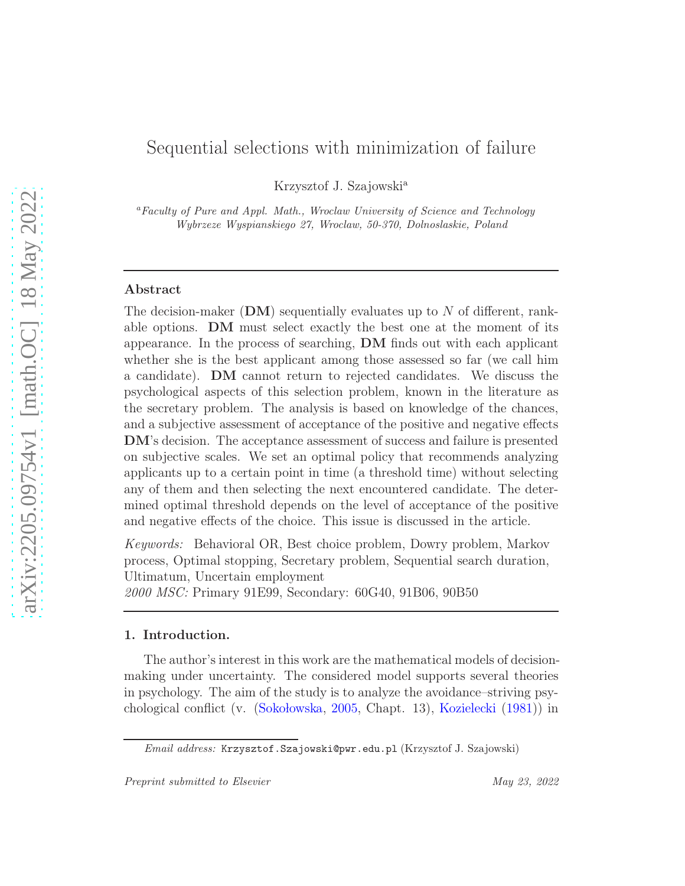# Sequential selections with minimization of failure

Krzysztof J. Szajowski[a]

[a]*Faculty of Pure and Appl. Math., Wroclaw University of Science and Technology Wybrzeze Wyspianskiego 27, Wroclaw, 50-370, Dolnoslaskie, Poland*

---

## Abstract

The decision-maker (**DM**) sequentially evaluates up to $N$ of different, rankable options. **DM** must select exactly the best one at the moment of its appearance. In the process of searching, **DM** finds out with each applicant whether she is the best applicant among those assessed so far (we call him a candidate). **DM** cannot return to rejected candidates. We discuss the psychological aspects of this selection problem, known in the literature as the secretary problem. The analysis is based on knowledge of the chances, and a subjective assessment of acceptance of the positive and negative effects **DM**'s decision. The acceptance assessment of success and failure is presented on subjective scales. We set an optimal policy that recommends analyzing applicants up to a certain point in time (a threshold time) without selecting any of them and then selecting the next encountered candidate. The determined optimal threshold depends on the level of acceptance of the positive and negative effects of the choice. This issue is discussed in the article.

*Keywords:* Behavioral OR, Best choice problem, Dowry problem, Markov process, Optimal stopping, Secretary problem, Sequential search duration, Ultimatum, Uncertain employment

*2000 MSC:* Primary 91E99, Secondary: 60G40, 91B06, 90B50

---

## 1. Introduction.

The author's interest in this work are the mathematical models of decision-making under uncertainty. The considered model supports several theories in psychology. The aim of the study is to analyze the avoidance–striving psychological conflict (v. (Sokołowska, 2005, Chapt. 13), Kozielecki (1981)) in

*Email address:* Krzysztof.Szajowski@pwr.edu.pl (Krzysztof J. Szajowski)

*Preprint submitted to Elsevier* May 23, 2022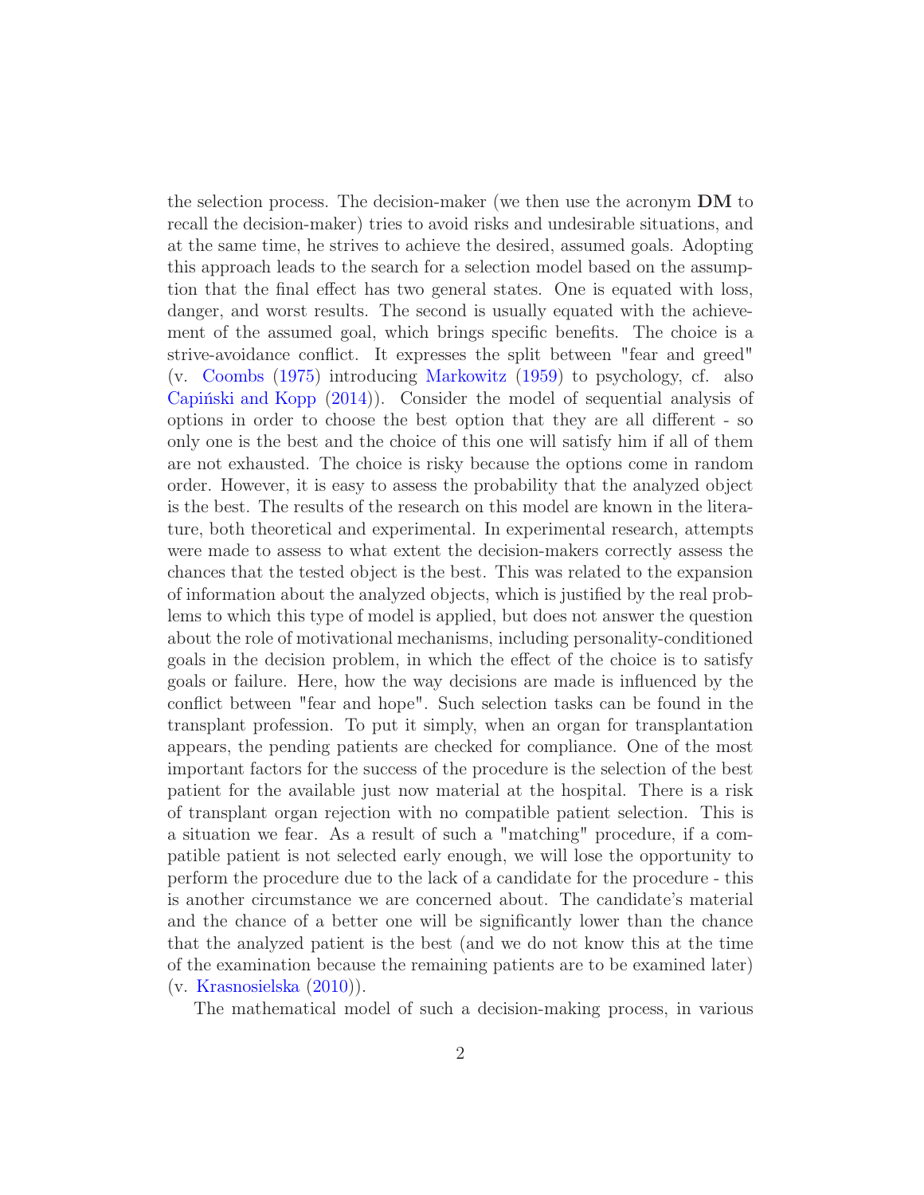the selection process. The decision-maker (we then use the acronym **DM** to recall the decision-maker) tries to avoid risks and undesirable situations, and at the same time, he strives to achieve the desired, assumed goals. Adopting this approach leads to the search for a selection model based on the assumption that the final effect has two general states. One is equated with loss, danger, and worst results. The second is usually equated with the achievement of the assumed goal, which brings specific benefits. The choice is a strive-avoidance conflict. It expresses the split between "fear and greed" (v. Coombs (1975) introducing Markowitz (1959) to psychology, cf. also Capiński and Kopp (2014)). Consider the model of sequential analysis of options in order to choose the best option that they are all different - so only one is the best and the choice of this one will satisfy him if all of them are not exhausted. The choice is risky because the options come in random order. However, it is easy to assess the probability that the analyzed object is the best. The results of the research on this model are known in the literature, both theoretical and experimental. In experimental research, attempts were made to assess to what extent the decision-makers correctly assess the chances that the tested object is the best. This was related to the expansion of information about the analyzed objects, which is justified by the real problems to which this type of model is applied, but does not answer the question about the role of motivational mechanisms, including personality-conditioned goals in the decision problem, in which the effect of the choice is to satisfy goals or failure. Here, how the way decisions are made is influenced by the conflict between "fear and hope". Such selection tasks can be found in the transplant profession. To put it simply, when an organ for transplantation appears, the pending patients are checked for compliance. One of the most important factors for the success of the procedure is the selection of the best patient for the available just now material at the hospital. There is a risk of transplant organ rejection with no compatible patient selection. This is a situation we fear. As a result of such a "matching" procedure, if a compatible patient is not selected early enough, we will lose the opportunity to perform the procedure due to the lack of a candidate for the procedure - this is another circumstance we are concerned about. The candidate's material and the chance of a better one will be significantly lower than the chance that the analyzed patient is the best (and we do not know this at the time of the examination because the remaining patients are to be examined later) (v. Krasnosielska (2010)).

The mathematical model of such a decision-making process, in various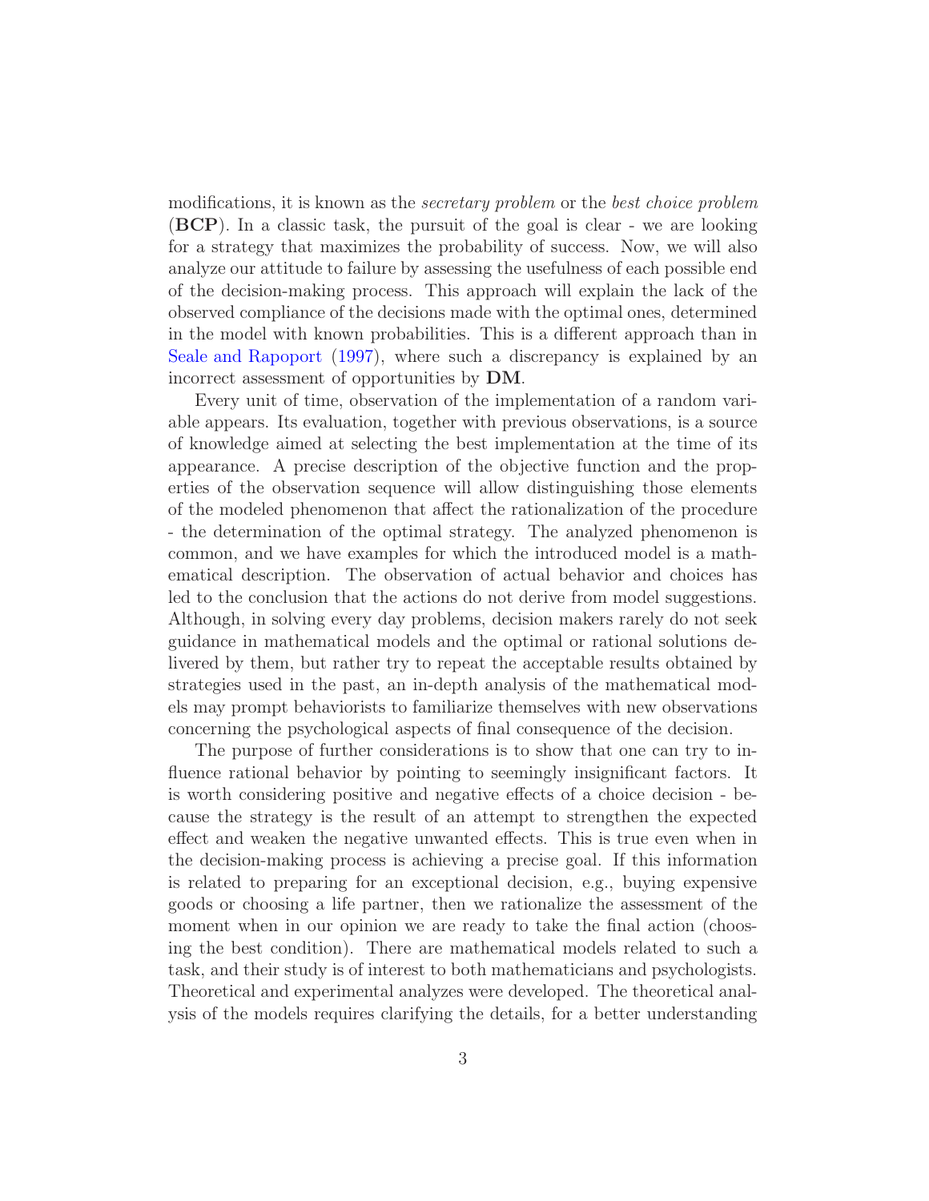modifications, it is known as the *secretary problem* or the *best choice problem* (**BCP**). In a classic task, the pursuit of the goal is clear - we are looking for a strategy that maximizes the probability of success. Now, we will also analyze our attitude to failure by assessing the usefulness of each possible end of the decision-making process. This approach will explain the lack of the observed compliance of the decisions made with the optimal ones, determined in the model with known probabilities. This is a different approach than in Seale and Rapoport (1997), where such a discrepancy is explained by an incorrect assessment of opportunities by **DM**.

Every unit of time, observation of the implementation of a random variable appears. Its evaluation, together with previous observations, is a source of knowledge aimed at selecting the best implementation at the time of its appearance. A precise description of the objective function and the properties of the observation sequence will allow distinguishing those elements of the modeled phenomenon that affect the rationalization of the procedure - the determination of the optimal strategy. The analyzed phenomenon is common, and we have examples for which the introduced model is a mathematical description. The observation of actual behavior and choices has led to the conclusion that the actions do not derive from model suggestions. Although, in solving every day problems, decision makers rarely do not seek guidance in mathematical models and the optimal or rational solutions delivered by them, but rather try to repeat the acceptable results obtained by strategies used in the past, an in-depth analysis of the mathematical models may prompt behaviorists to familiarize themselves with new observations concerning the psychological aspects of final consequence of the decision.

The purpose of further considerations is to show that one can try to influence rational behavior by pointing to seemingly insignificant factors. It is worth considering positive and negative effects of a choice decision - because the strategy is the result of an attempt to strengthen the expected effect and weaken the negative unwanted effects. This is true even when in the decision-making process is achieving a precise goal. If this information is related to preparing for an exceptional decision, e.g., buying expensive goods or choosing a life partner, then we rationalize the assessment of the moment when in our opinion we are ready to take the final action (choosing the best condition). There are mathematical models related to such a task, and their study is of interest to both mathematicians and psychologists. Theoretical and experimental analyzes were developed. The theoretical analysis of the models requires clarifying the details, for a better understanding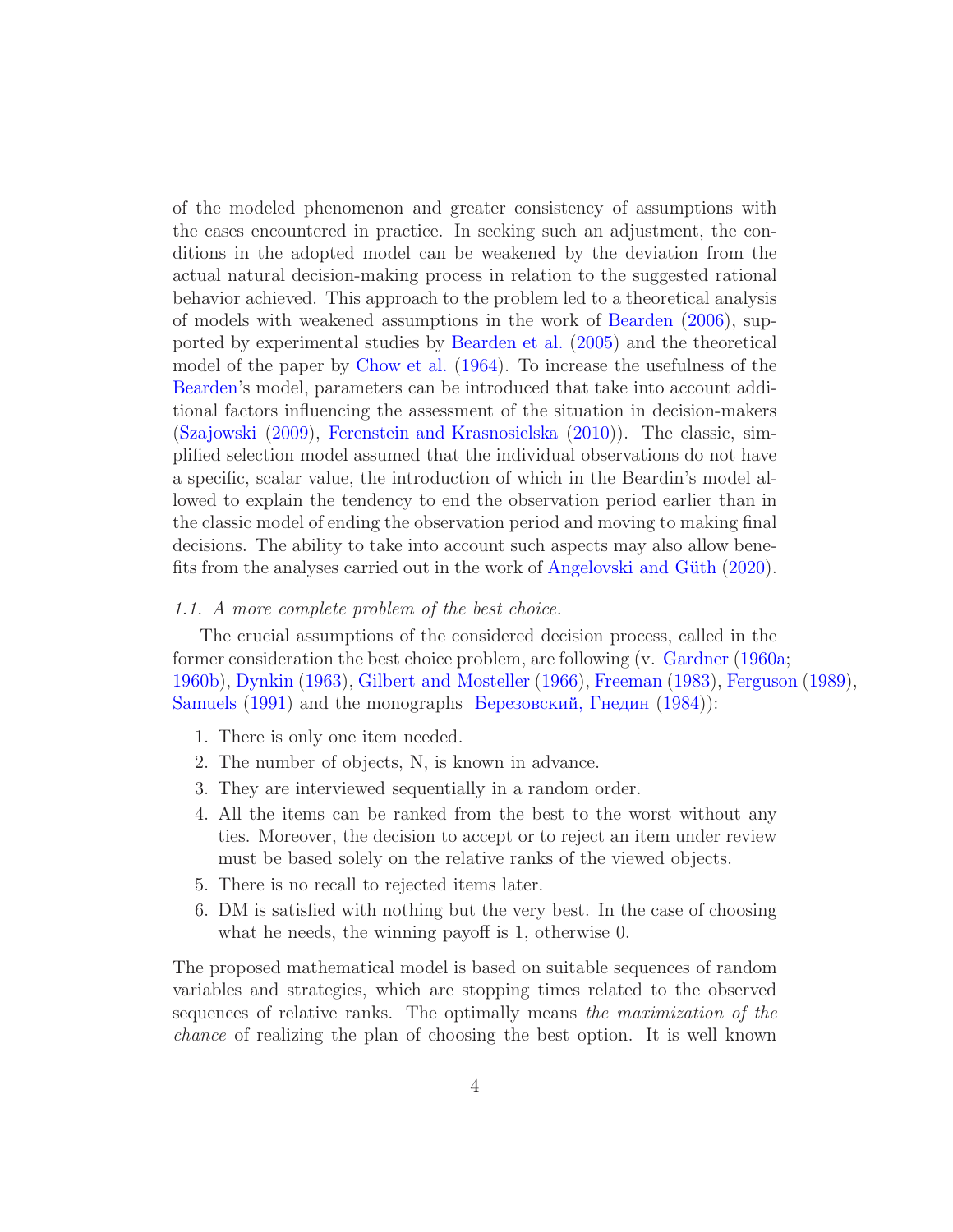of the modeled phenomenon and greater consistency of assumptions with the cases encountered in practice. In seeking such an adjustment, the conditions in the adopted model can be weakened by the deviation from the actual natural decision-making process in relation to the suggested rational behavior achieved. This approach to the problem led to a theoretical analysis of models with weakened assumptions in the work of Bearden (2006), supported by experimental studies by Bearden et al. (2005) and the theoretical model of the paper by Chow et al. (1964). To increase the usefulness of the Bearden's model, parameters can be introduced that take into account additional factors influencing the assessment of the situation in decision-makers (Szajowski (2009), Ferenstein and Krasnosielska (2010)). The classic, simplified selection model assumed that the individual observations do not have a specific, scalar value, the introduction of which in the Beardin's model allowed to explain the tendency to end the observation period earlier than in the classic model of ending the observation period and moving to making final decisions. The ability to take into account such aspects may also allow benefits from the analyses carried out in the work of Angelovski and Güth (2020).

### *1.1. A more complete problem of the best choice.*

The crucial assumptions of the considered decision process, called in the former consideration the best choice problem, are following (v. Gardner (1960a; 1960b), Dynkin (1963), Gilbert and Mosteller (1966), Freeman (1983), Ferguson (1989), Samuels (1991) and the monographs Березовский, Гнедин (1984)):

1. There is only one item needed.
2. The number of objects, N, is known in advance.
3. They are interviewed sequentially in a random order.
4. All the items can be ranked from the best to the worst without any ties. Moreover, the decision to accept or to reject an item under review must be based solely on the relative ranks of the viewed objects.
5. There is no recall to rejected items later.
6. DM is satisfied with nothing but the very best. In the case of choosing what he needs, the winning payoff is 1, otherwise 0.

The proposed mathematical model is based on suitable sequences of random variables and strategies, which are stopping times related to the observed sequences of relative ranks. The optimally means *the maximization of the chance* of realizing the plan of choosing the best option. It is well known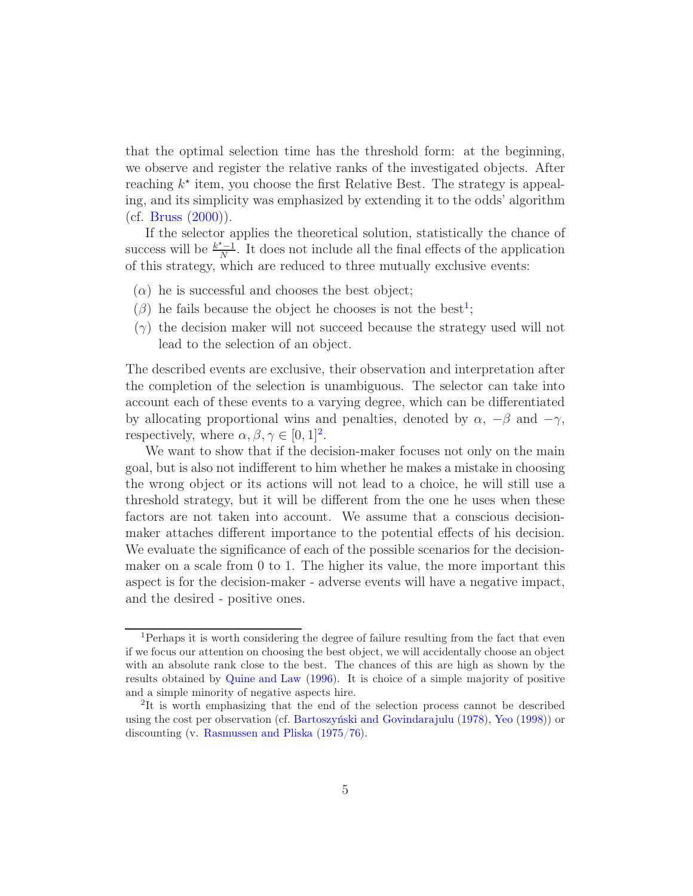that the optimal selection time has the threshold form: at the beginning, we observe and register the relative ranks of the investigated objects. After reaching $k^\star$ item, you choose the first Relative Best. The strategy is appealing, and its simplicity was emphasized by extending it to the odds' algorithm (cf. Bruss (2000)).

If the selector applies the theoretical solution, statistically the chance of success will be $\frac{k^\star - 1}{N}$. It does not include all the final effects of the application of this strategy, which are reduced to three mutually exclusive events:

($\alpha$) he is successful and chooses the best object;

($\beta$) he fails because the object he chooses is not the best[1];

($\gamma$) the decision maker will not succeed because the strategy used will not lead to the selection of an object.

The described events are exclusive, their observation and interpretation after the completion of the selection is unambiguous. The selector can take into account each of these events to a varying degree, which can be differentiated by allocating proportional wins and penalties, denoted by $\alpha$, $-\beta$ and $-\gamma$, respectively, where $\alpha, \beta, \gamma \in [0,1]$[2].

We want to show that if the decision-maker focuses not only on the main goal, but is also not indifferent to him whether he makes a mistake in choosing the wrong object or its actions will not lead to a choice, he will still use a threshold strategy, but it will be different from the one he uses when these factors are not taken into account. We assume that a conscious decision-maker attaches different importance to the potential effects of his decision. We evaluate the significance of each of the possible scenarios for the decision-maker on a scale from 0 to 1. The higher its value, the more important this aspect is for the decision-maker - adverse events will have a negative impact, and the desired - positive ones.

---

[1] Perhaps it is worth considering the degree of failure resulting from the fact that even if we focus our attention on choosing the best object, we will accidentally choose an object with an absolute rank close to the best. The chances of this are high as shown by the results obtained by Quine and Law (1996). It is choice of a simple majority of positive and a simple minority of negative aspects hire.

[2] It is worth emphasizing that the end of the selection process cannot be described using the cost per observation (cf. Bartoszyński and Govindarajulu (1978), Yeo (1998)) or discounting (v. Rasmussen and Pliska (1975/76).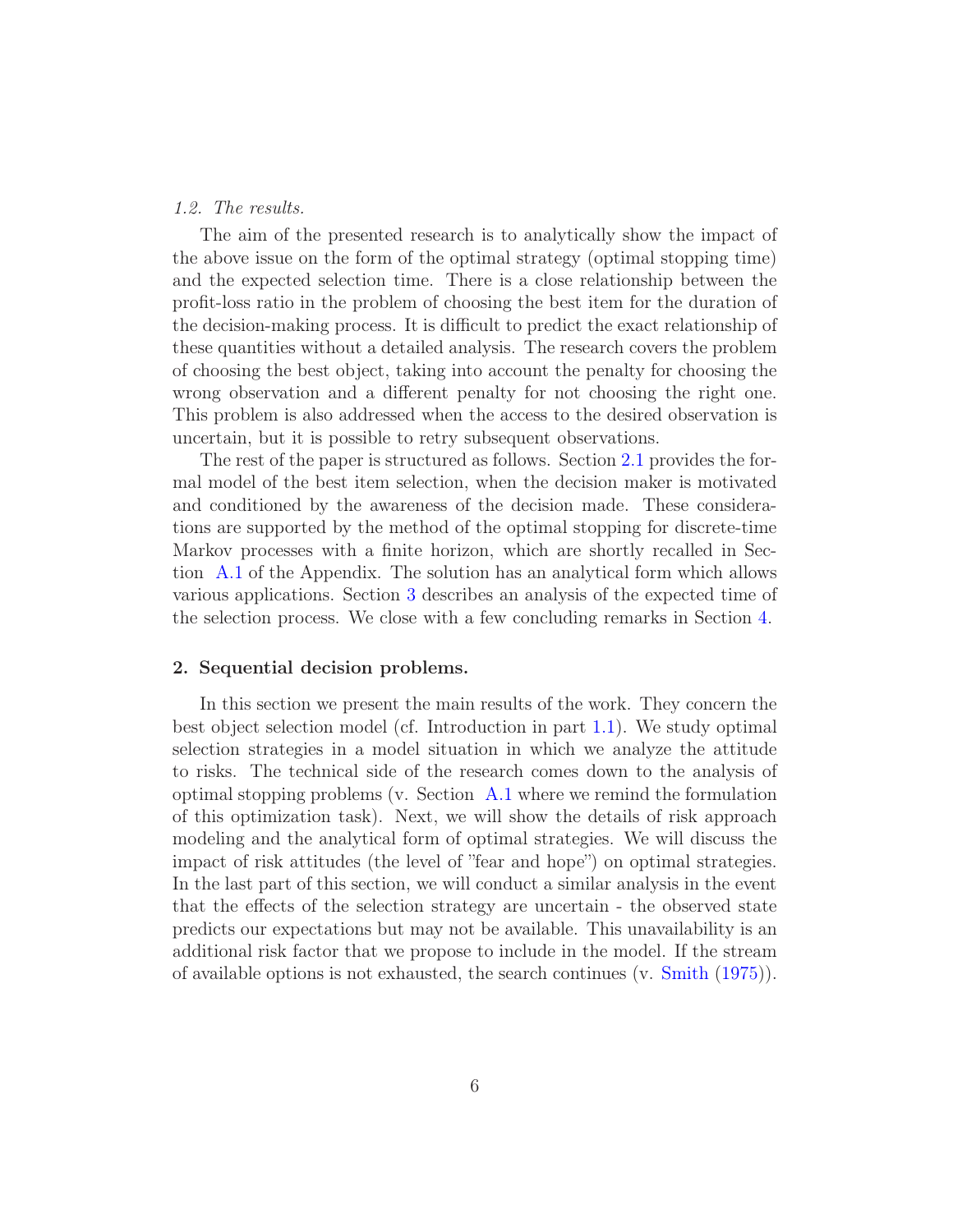*1.2. The results.*

The aim of the presented research is to analytically show the impact of the above issue on the form of the optimal strategy (optimal stopping time) and the expected selection time. There is a close relationship between the profit-loss ratio in the problem of choosing the best item for the duration of the decision-making process. It is difficult to predict the exact relationship of these quantities without a detailed analysis. The research covers the problem of choosing the best object, taking into account the penalty for choosing the wrong observation and a different penalty for not choosing the right one. This problem is also addressed when the access to the desired observation is uncertain, but it is possible to retry subsequent observations.

The rest of the paper is structured as follows. Section 2.1 provides the formal model of the best item selection, when the decision maker is motivated and conditioned by the awareness of the decision made. These considerations are supported by the method of the optimal stopping for discrete-time Markov processes with a finite horizon, which are shortly recalled in Section A.1 of the Appendix. The solution has an analytical form which allows various applications. Section 3 describes an analysis of the expected time of the selection process. We close with a few concluding remarks in Section 4.

## 2. Sequential decision problems.

In this section we present the main results of the work. They concern the best object selection model (cf. Introduction in part 1.1). We study optimal selection strategies in a model situation in which we analyze the attitude to risks. The technical side of the research comes down to the analysis of optimal stopping problems (v. Section A.1 where we remind the formulation of this optimization task). Next, we will show the details of risk approach modeling and the analytical form of optimal strategies. We will discuss the impact of risk attitudes (the level of "fear and hope") on optimal strategies. In the last part of this section, we will conduct a similar analysis in the event that the effects of the selection strategy are uncertain - the observed state predicts our expectations but may not be available. This unavailability is an additional risk factor that we propose to include in the model. If the stream of available options is not exhausted, the search continues (v. Smith (1975)).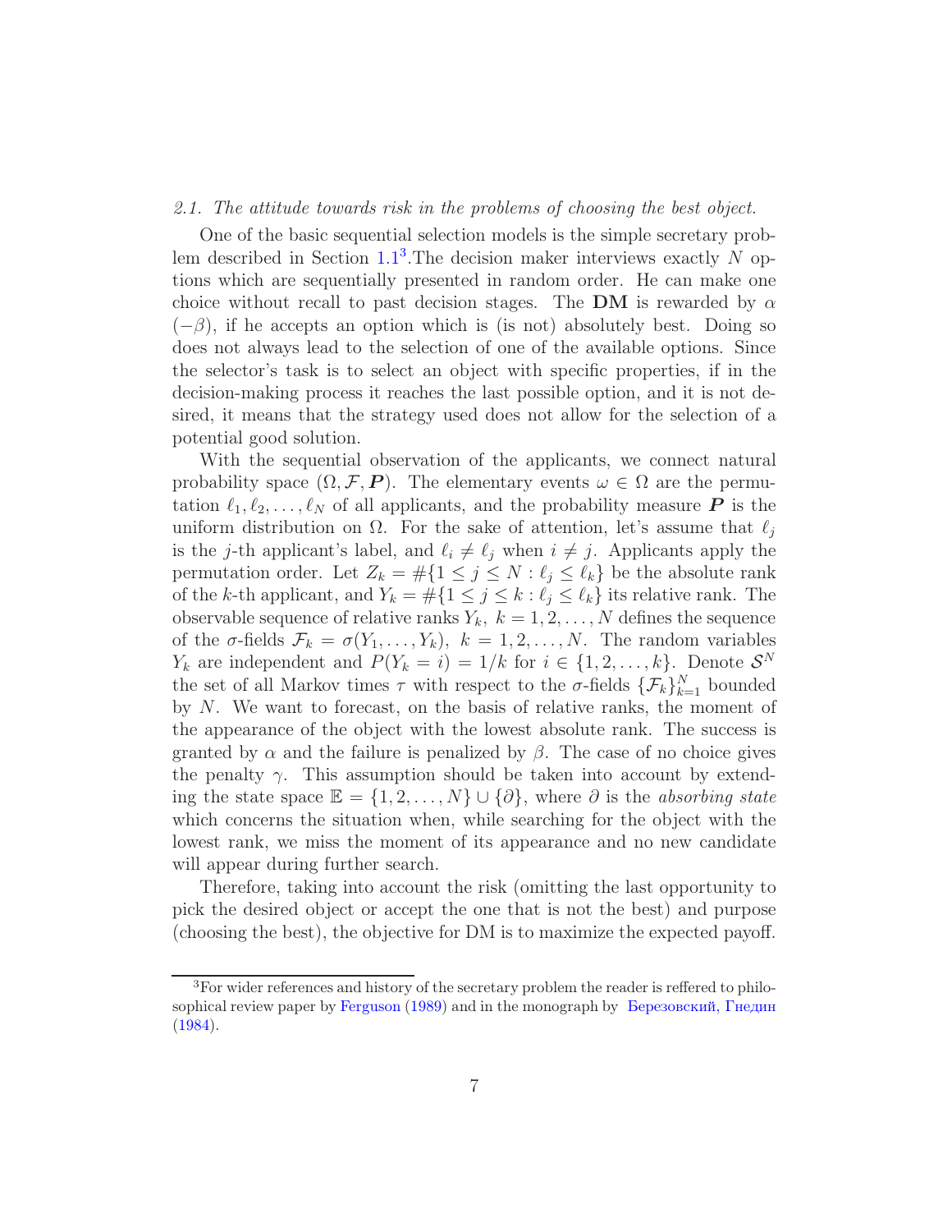*2.1. The attitude towards risk in the problems of choosing the best object.*

One of the basic sequential selection models is the simple secretary problem described in Section 1.1[3].The decision maker interviews exactly $N$ options which are sequentially presented in random order. He can make one choice without recall to past decision stages. The **DM** is rewarded by $\alpha$ ($-\beta$), if he accepts an option which is (is not) absolutely best. Doing so does not always lead to the selection of one of the available options. Since the selector's task is to select an object with specific properties, if in the decision-making process it reaches the last possible option, and it is not desired, it means that the strategy used does not allow for the selection of a potential good solution.

With the sequential observation of the applicants, we connect natural probability space $(\Omega, \mathcal{F}, \boldsymbol{P})$. The elementary events $\omega \in \Omega$ are the permutation $\ell_1, \ell_2, \ldots, \ell_N$ of all applicants, and the probability measure $\boldsymbol{P}$ is the uniform distribution on $\Omega$. For the sake of attention, let's assume that $\ell_j$ is the $j$-th applicant's label, and $\ell_i \neq \ell_j$ when $i \neq j$. Applicants apply the permutation order. Let $Z_k = \#\{1 \leq j \leq N : \ell_j \leq \ell_k\}$ be the absolute rank of the $k$-th applicant, and $Y_k = \#\{1 \leq j \leq k : \ell_j \leq \ell_k\}$ its relative rank. The observable sequence of relative ranks $Y_k,\ k = 1, 2, \ldots, N$ defines the sequence of the $\sigma$-fields $\mathcal{F}_k = \sigma(Y_1, \ldots, Y_k),\ k = 1, 2, \ldots, N$. The random variables $Y_k$ are independent and $P(Y_k = i) = 1/k$ for $i \in \{1, 2, \ldots, k\}$. Denote $\mathcal{S}^N$ the set of all Markov times $\tau$ with respect to the $\sigma$-fields $\{\mathcal{F}_k\}_{k=1}^N$ bounded by $N$. We want to forecast, on the basis of relative ranks, the moment of the appearance of the object with the lowest absolute rank. The success is granted by $\alpha$ and the failure is penalized by $\beta$. The case of no choice gives the penalty $\gamma$. This assumption should be taken into account by extending the state space $\mathbb{E} = \{1, 2, \ldots, N\} \cup \{\partial\}$, where $\partial$ is the *absorbing state* which concerns the situation when, while searching for the object with the lowest rank, we miss the moment of its appearance and no new candidate will appear during further search.

Therefore, taking into account the risk (omitting the last opportunity to pick the desired object or accept the one that is not the best) and purpose (choosing the best), the objective for DM is to maximize the expected payoff.

[3] For wider references and history of the secretary problem the reader is reffered to philosophical review paper by Ferguson (1989) and in the monograph by Березовский, Гнедин (1984).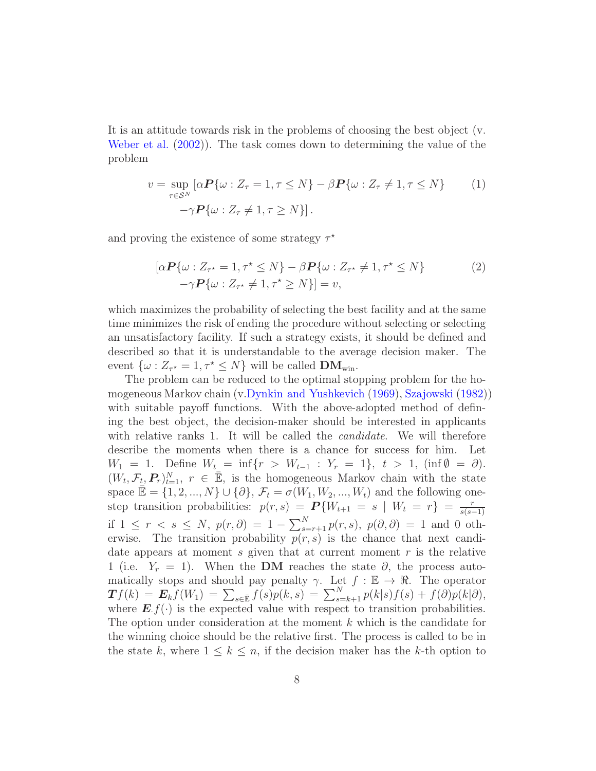It is an attitude towards risk in the problems of choosing the best object (v. Weber et al. (2002)). The task comes down to determining the value of the problem

$$
\begin{aligned}
v = \sup_{\tau\in\mathcal{S}^N} [\alpha \boldsymbol{P}\{\omega : Z_\tau = 1, \tau \leq N\} - \beta \boldsymbol{P}\{\omega : Z_\tau \neq 1, \tau \leq N\} \\
-\gamma \boldsymbol{P}\{\omega : Z_\tau \neq 1, \tau \geq N\}] .
\end{aligned} \tag{1}
$$

and proving the existence of some strategy $\tau^\star$

$$
\begin{aligned}
[\alpha \boldsymbol{P}\{\omega : Z_{\tau^\star} = 1, \tau^\star \leq N\} - \beta \boldsymbol{P}\{\omega : Z_{\tau^\star} \neq 1, \tau^\star \leq N\} \\
-\gamma \boldsymbol{P}\{\omega : Z_{\tau^\star} \neq 1, \tau^\star \geq N\}] = v,
\end{aligned} \tag{2}
$$

which maximizes the probability of selecting the best facility and at the same time minimizes the risk of ending the procedure without selecting or selecting an unsatisfactory facility. If such a strategy exists, it should be defined and described so that it is understandable to the average decision maker. The event $\{\omega : Z_{\tau^\star} = 1, \tau^\star \leq N\}$ will be called $\mathbf{DM}_{\text{win}}$.

The problem can be reduced to the optimal stopping problem for the homogeneous Markov chain (v.Dynkin and Yushkevich (1969), Szajowski (1982)) with suitable payoff functions. With the above-adopted method of defining the best object, the decision-maker should be interested in applicants with relative ranks 1. It will be called the *candidate*. We will therefore describe the moments when there is a chance for success for him. Let $W_1 = 1$. Define $W_t = \inf\{r > W_{t-1} : Y_r = 1\}$, $t > 1$, ($\inf\emptyset = \partial$). $(W_t, \mathcal{F}_t, \boldsymbol{P}_r)_{t=1}^N$, $r \in \bar{\mathbb{E}}$, is the homogeneous Markov chain with the state space $\bar{\mathbb{E}} = \{1, 2, ..., N\} \cup \{\partial\}$, $\mathcal{F}_t = \sigma(W_1, W_2, ..., W_t)$ and the following one-step transition probabilities: $p(r, s) = \boldsymbol{P}\{W_{t+1} = s \mid W_t = r\} = \frac{r}{s(s-1)}$ if $1 \leq r < s \leq N$, $p(r, \partial) = 1 - \sum_{s=r+1}^N p(r, s)$, $p(\partial, \partial) = 1$ and 0 otherwise. The transition probability $p(r, s)$ is the chance that next candidate appears at moment $s$ given that at current moment $r$ is the relative 1 (i.e. $Y_r = 1$). When the $\mathbf{DM}$ reaches the state $\partial$, the process automatically stops and should pay penalty $\gamma$. Let $f : \mathbb{E} \to \Re$. The operator $\boldsymbol{T}f(k) = \boldsymbol{E}_k f(W_1) = \sum_{s\in\bar{\mathbb{E}}} f(s)p(k, s) = \sum_{s=k+1}^N p(k|s)f(s) + f(\partial)p(k|\partial)$, where $\boldsymbol{E}_\cdot f(\cdot)$ is the expected value with respect to transition probabilities. The option under consideration at the moment $k$ which is the candidate for the winning choice should be the relative first. The process is called to be in the state $k$, where $1 \leq k \leq n$, if the decision maker has the $k$-th option to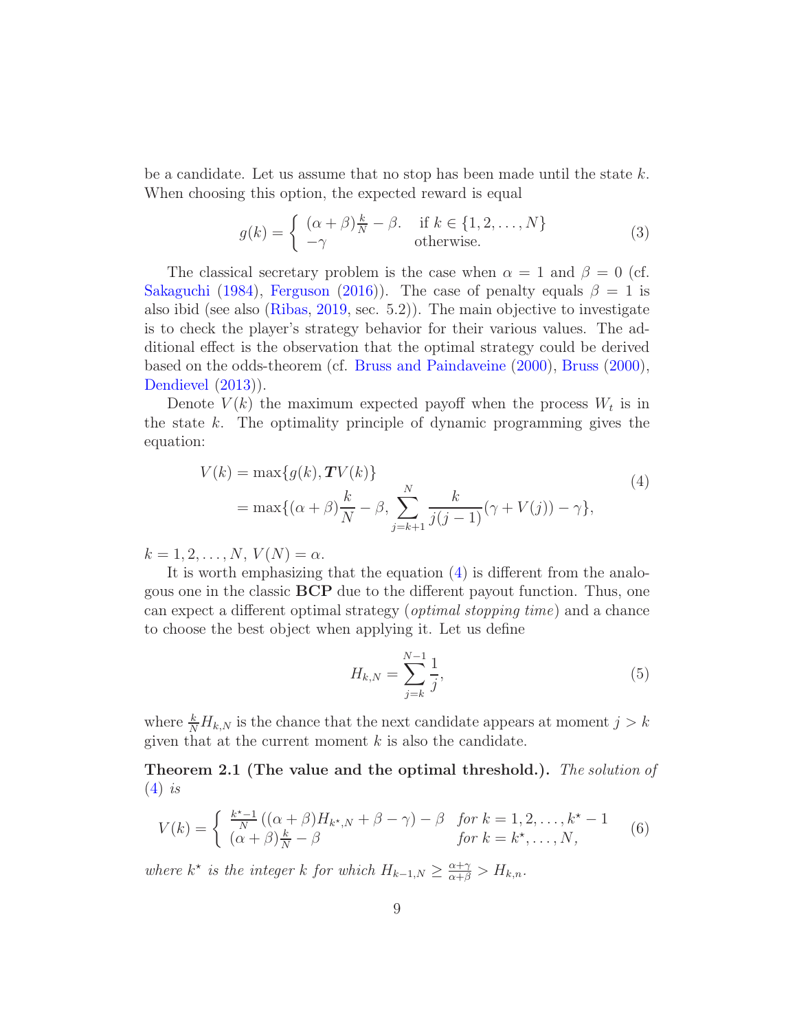be a candidate. Let us assume that no stop has been made until the state $k$. When choosing this option, the expected reward is equal

$$g(k) = \begin{cases} (\alpha+\beta)\frac{k}{N} - \beta. & \text{if } k \in \{1, 2, \dots, N\} \\ -\gamma & \text{otherwise.} \end{cases} \tag{3}$$

The classical secretary problem is the case when $\alpha = 1$ and $\beta = 0$ (cf. Sakaguchi (1984), Ferguson (2016)). The case of penalty equals $\beta = 1$ is also ibid (see also (Ribas, 2019, sec. 5.2)). The main objective to investigate is to check the player's strategy behavior for their various values. The additional effect is the observation that the optimal strategy could be derived based on the odds-theorem (cf. Bruss and Paindaveine (2000), Bruss (2000), Dendievel (2013)).

Denote $V(k)$ the maximum expected payoff when the process $W_t$ is in the state $k$. The optimality principle of dynamic programming gives the equation:

$$\begin{aligned} V(k) &= \max\{g(k), \boldsymbol{T}V(k)\} \\ &= \max\{(\alpha+\beta)\frac{k}{N} - \beta, \sum_{j=k+1}^{N} \frac{k}{j(j-1)}(\gamma + V(j)) - \gamma\}, \end{aligned} \tag{4}$$

$k = 1, 2, \dots, N$, $V(N) = \alpha$.

It is worth emphasizing that the equation (4) is different from the analogous one in the classic **BCP** due to the different payout function. Thus, one can expect a different optimal strategy (*optimal stopping time*) and a chance to choose the best object when applying it. Let us define

$$H_{k,N} = \sum_{j=k}^{N-1} \frac{1}{j}, \tag{5}$$

where $\frac{k}{N} H_{k,N}$ is the chance that the next candidate appears at moment $j > k$ given that at the current moment $k$ is also the candidate.

**Theorem 2.1 (The value and the optimal threshold.).** *The solution of* (4) *is*

$$V(k) = \begin{cases} \frac{k^\star - 1}{N}((\alpha+\beta)H_{k^\star,N} + \beta - \gamma) - \beta & \text{for } k = 1, 2, \dots, k^\star - 1 \\ (\alpha+\beta)\frac{k}{N} - \beta & \text{for } k = k^\star, \dots, N, \end{cases} \tag{6}$$

*where $k^\star$ is the integer $k$ for which $H_{k-1,N} \geq \frac{\alpha+\gamma}{\alpha+\beta} > H_{k,n}$.*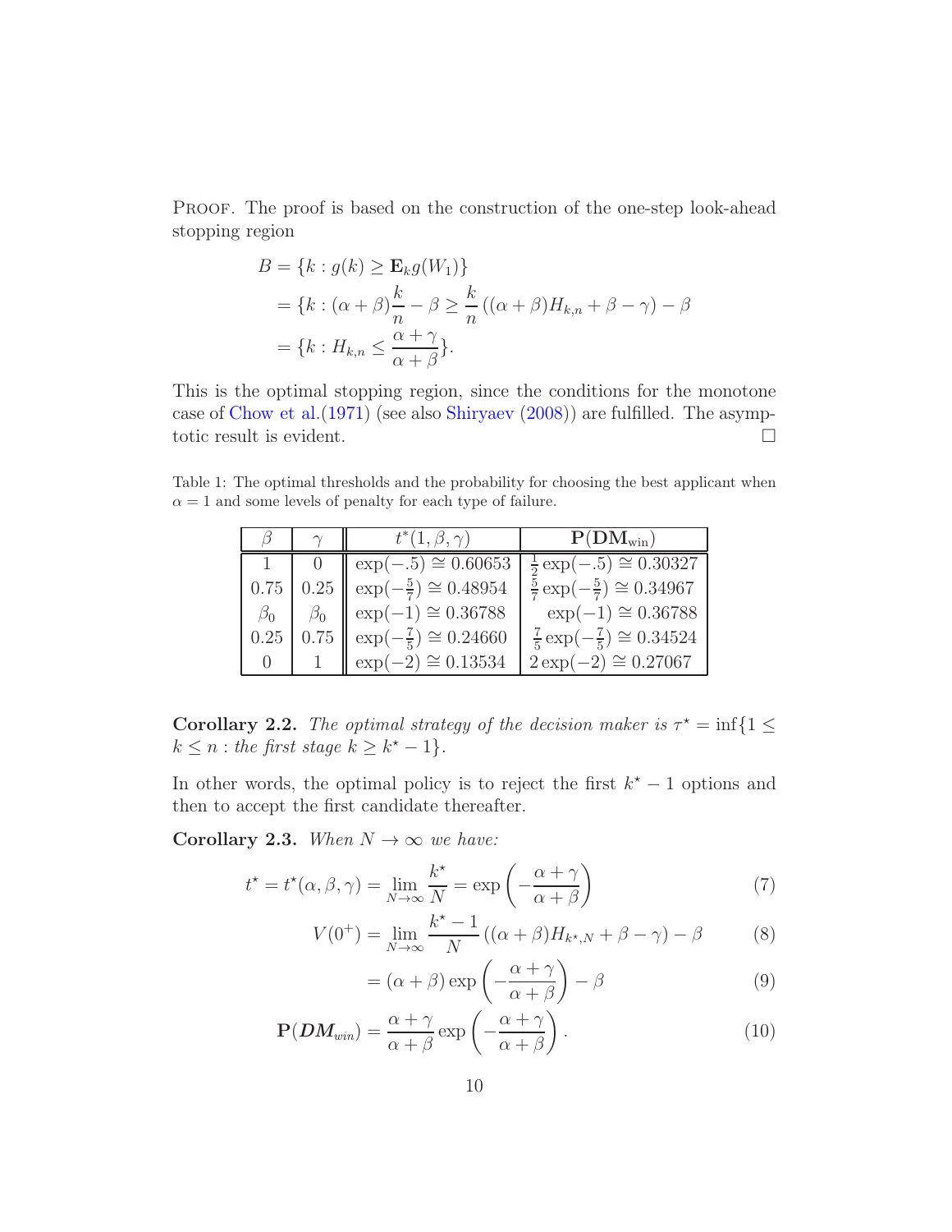PROOF. The proof is based on the construction of the one-step look-ahead stopping region

$$
\begin{aligned}
B &= \{k : g(k) \geq \mathbf{E}_k g(W_1)\} \\
&= \{k : (\alpha+\beta)\frac{k}{n} - \beta \geq \frac{k}{n}\left((\alpha+\beta)H_{k,n} + \beta - \gamma\right) - \beta \\
&= \{k : H_{k,n} \leq \frac{\alpha+\gamma}{\alpha+\beta}\}.
\end{aligned}
$$

This is the optimal stopping region, since the conditions for the monotone case of Chow et al.(1971) (see also Shiryaev (2008)) are fulfilled. The asymptotic result is evident. □

Table 1: The optimal thresholds and the probability for choosing the best applicant when $\alpha = 1$ and some levels of penalty for each type of failure.

| $\beta$ | $\gamma$ | $t^{*}(1,\beta,\gamma)$ | $\mathbf{P}(\mathbf{DM}_{\text{win}})$ |
|---|---|---|---|
| 1 | 0 | $\exp(-.5) \cong 0.60653$ | $\frac{1}{2}\exp(-.5) \cong 0.30327$ |
| 0.75 | 0.25 | $\exp(-\frac{5}{7}) \cong 0.48954$ | $\frac{5}{7}\exp(-\frac{5}{7}) \cong 0.34967$ |
| $\beta_0$ | $\beta_0$ | $\exp(-1) \cong 0.36788$ | $\exp(-1) \cong 0.36788$ |
| 0.25 | 0.75 | $\exp(-\frac{7}{5}) \cong 0.24660$ | $\frac{7}{5}\exp(-\frac{7}{5}) \cong 0.34524$ |
| 0 | 1 | $\exp(-2) \cong 0.13534$ | $2\exp(-2) \cong 0.27067$ |

**Corollary 2.2.** *The optimal strategy of the decision maker is $\tau^{\star} = \inf\{1 \leq k \leq n :$ the first stage $k \geq k^{\star} - 1\}$.*

In other words, the optimal policy is to reject the first $k^{\star} - 1$ options and then to accept the first candidate thereafter.

**Corollary 2.3.** *When $N \to \infty$ we have:*

$$
t^{\star} = t^{\star}(\alpha,\beta,\gamma) = \lim_{N\to\infty} \frac{k^{\star}}{N} = \exp\left(-\frac{\alpha+\gamma}{\alpha+\beta}\right) \tag{7}
$$

$$
V(0^{+}) = \lim_{N\to\infty} \frac{k^{\star}-1}{N}\left((\alpha+\beta)H_{k^{\star},N} + \beta - \gamma\right) - \beta \tag{8}
$$

$$
= (\alpha+\beta)\exp\left(-\frac{\alpha+\gamma}{\alpha+\beta}\right) - \beta \tag{9}
$$

$$
\mathbf{P}(\boldsymbol{DM}_{win}) = \frac{\alpha+\gamma}{\alpha+\beta}\exp\left(-\frac{\alpha+\gamma}{\alpha+\beta}\right). \tag{10}
$$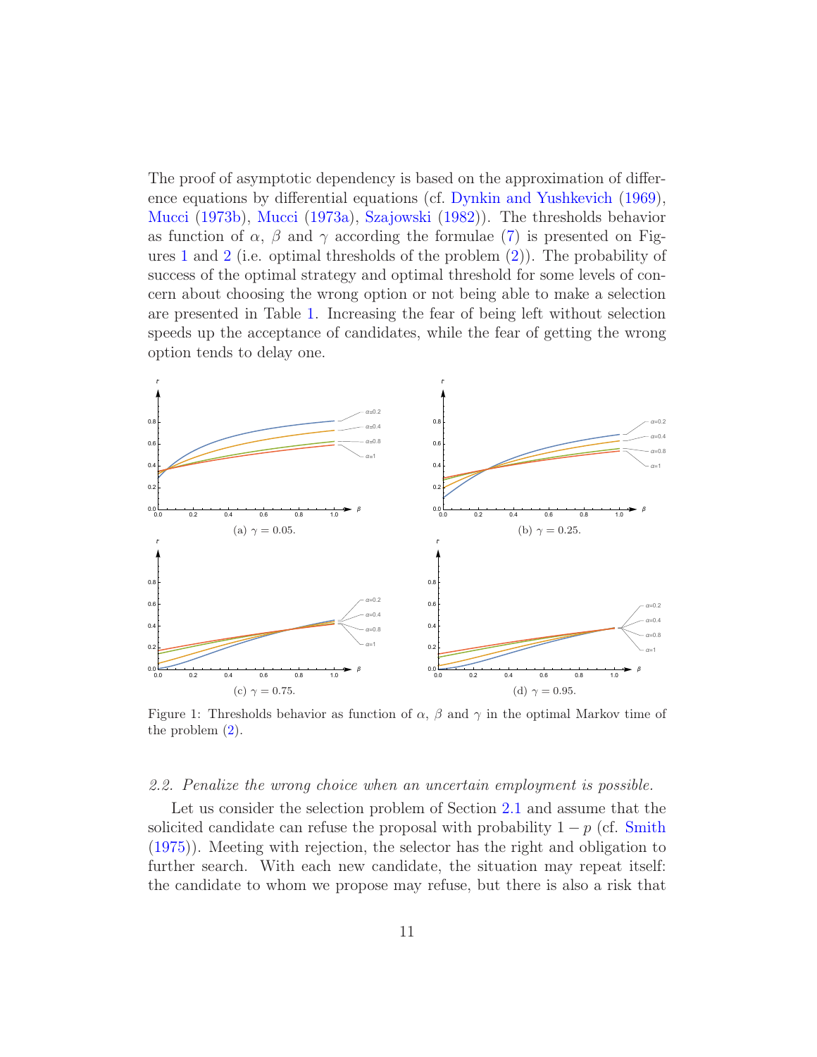The proof of asymptotic dependency is based on the approximation of difference equations by differential equations (cf. Dynkin and Yushkevich (1969), Mucci (1973b), Mucci (1973a), Szajowski (1982)). The thresholds behavior as function of $\alpha$, $\beta$ and $\gamma$ according the formulae (7) is presented on Figures 1 and 2 (i.e. optimal thresholds of the problem (2)). The probability of success of the optimal strategy and optimal threshold for some levels of concern about choosing the wrong option or not being able to make a selection are presented in Table 1. Increasing the fear of being left without selection speeds up the acceptance of candidates, while the fear of getting the wrong option tends to delay one.

r
0.0
0.2
0.4
0.6
0.8
0.0
0.2
0.4
0.6
0.8
1.0
β
α=0.2
α=0.4
α=0.8
α=1

(a) $\gamma = 0.05$.

r
0.0
0.2
0.4
0.6
0.8
0.0
0.2
0.4
0.6
0.8
1.0
β
α=0.2
α=0.4
α=0.8
α=1

(b) $\gamma = 0.25$.

r
0.0
0.2
0.4
0.6
0.8
0.0
0.2
0.4
0.6
0.8
1.0
β
α=0.2
α=0.4
α=0.8
α=1

(c) $\gamma = 0.75$.

r
0.0
0.2
0.4
0.6
0.8
0.0
0.2
0.4
0.6
0.8
1.0
β
α=0.2
α=0.4
α=0.8
α=1

(d) $\gamma = 0.95$.

Figure 1: Thresholds behavior as function of $\alpha$, $\beta$ and $\gamma$ in the optimal Markov time of the problem (2).

*2.2. Penalize the wrong choice when an uncertain employment is possible.*

Let us consider the selection problem of Section 2.1 and assume that the solicited candidate can refuse the proposal with probability $1 - p$ (cf. Smith (1975)). Meeting with rejection, the selector has the right and obligation to further search. With each new candidate, the situation may repeat itself: the candidate to whom we propose may refuse, but there is also a risk that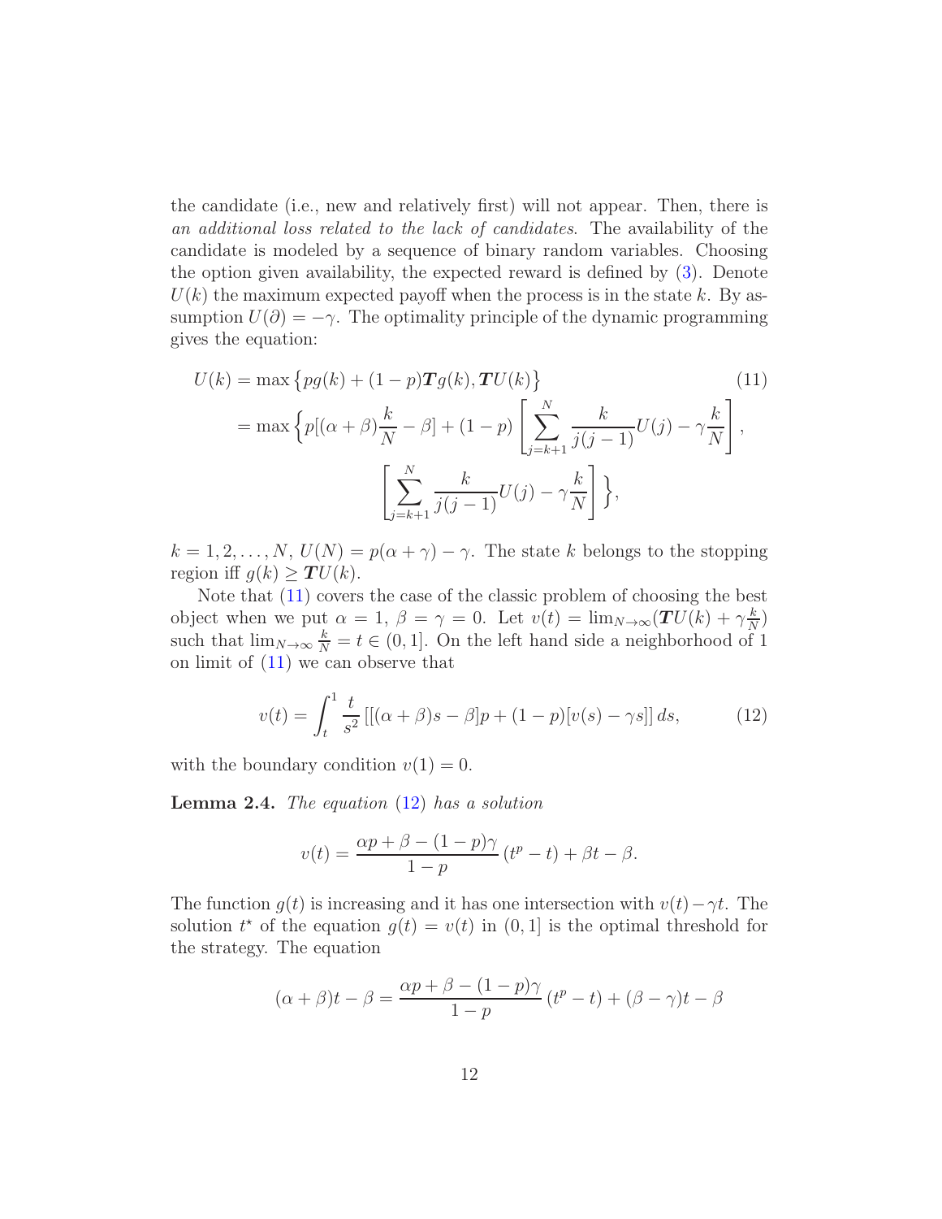the candidate (i.e., new and relatively first) will not appear. Then, there is *an additional loss related to the lack of candidates*. The availability of the candidate is modeled by a sequence of binary random variables. Choosing the option given availability, the expected reward is defined by (3). Denote $U(k)$ the maximum expected payoff when the process is in the state $k$. By assumption $U(\partial) = -\gamma$. The optimality principle of the dynamic programming gives the equation:

$$
\begin{aligned}
U(k) &= \max\left\{pg(k) + (1-p)\boldsymbol{T}g(k), \boldsymbol{T}U(k)\right\} \qquad (11)\\
&= \max\Big\{p[(\alpha+\beta)\frac{k}{N} - \beta] + (1-p)\left[\sum_{j=k+1}^{N}\frac{k}{j(j-1)}U(j) - \gamma\frac{k}{N}\right],\\
&\qquad\qquad \left[\sum_{j=k+1}^{N}\frac{k}{j(j-1)}U(j) - \gamma\frac{k}{N}\right]\Big\},
\end{aligned}
$$

$k = 1, 2, \ldots, N$, $U(N) = p(\alpha+\gamma) - \gamma$. The state $k$ belongs to the stopping region iff $g(k) \geq \boldsymbol{T}U(k)$.

Note that (11) covers the case of the classic problem of choosing the best object when we put $\alpha = 1$, $\beta = \gamma = 0$. Let $v(t) = \lim_{N\to\infty}(\boldsymbol{T}U(k) + \gamma\frac{k}{N})$ such that $\lim_{N\to\infty}\frac{k}{N} = t \in (0,1]$. On the left hand side a neighborhood of 1 on limit of (11) we can observe that

$$
v(t) = \int_t^1 \frac{t}{s^2}\left[[(\alpha+\beta)s - \beta]p + (1-p)[v(s) - \gamma s]\right] ds, \qquad (12)
$$

with the boundary condition $v(1) = 0$.

**Lemma 2.4.** *The equation* (12) *has a solution*

$$
v(t) = \frac{\alpha p + \beta - (1-p)\gamma}{1-p}\left(t^p - t\right) + \beta t - \beta.
$$

The function $g(t)$ is increasing and it has one intersection with $v(t) - \gamma t$. The solution $t^\star$ of the equation $g(t) = v(t)$ in $(0,1]$ is the optimal threshold for the strategy. The equation

$$
(\alpha+\beta)t - \beta = \frac{\alpha p + \beta - (1-p)\gamma}{1-p}\left(t^p - t\right) + (\beta - \gamma)t - \beta
$$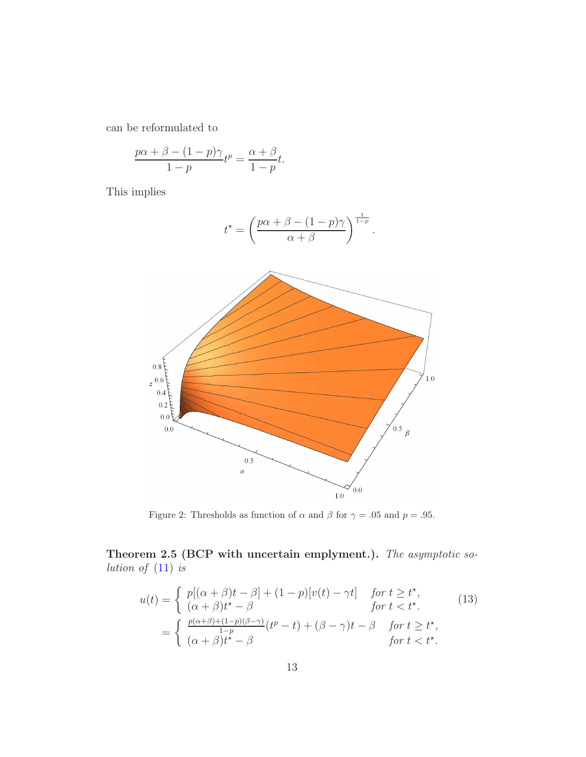can be reformulated to

$$\frac{p\alpha + \beta - (1-p)\gamma}{1-p} t^p = \frac{\alpha + \beta}{1-p} t.$$

This implies

$$t^\star = \left( \frac{p\alpha + \beta - (1-p)\gamma}{\alpha + \beta} \right)^{\frac{1}{1-p}}.$$

z
0.0
0.2
0.4
0.6
0.8
0.0
0.5
α
1.0
0.0
0.5
β
1.0

Figure 2: Thresholds as function of $\alpha$ and $\beta$ for $\gamma = .05$ and $p = .95$.

**Theorem 2.5 (BCP with uncertain emplyment.).** *The asymptotic solution of (11) is*

$$u(t) = \begin{cases} p[(\alpha+\beta)t - \beta] + (1-p)[v(t) - \gamma t] & \text{for } t \geq t^\star, \\ (\alpha+\beta)t^\star - \beta & \text{for } t < t^\star. \end{cases} \tag{13}$$

$$= \begin{cases} \frac{p(\alpha+\beta)+(1-p)(\beta-\gamma)}{1-p}(t^p - t) + (\beta - \gamma)t - \beta & \text{for } t \geq t^\star, \\ (\alpha+\beta)t^\star - \beta & \text{for } t < t^\star. \end{cases}$$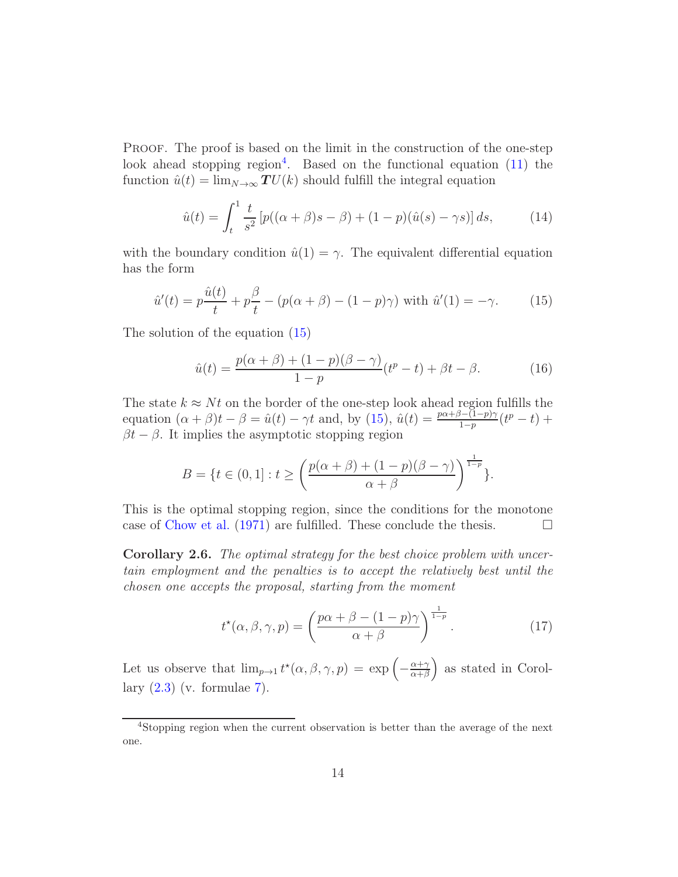PROOF. The proof is based on the limit in the construction of the one-step look ahead stopping region[4]. Based on the functional equation (11) the function $\hat{u}(t) = \lim_{N\to\infty} \boldsymbol{T}U(k)$ should fulfill the integral equation

$$\hat{u}(t) = \int_t^1 \frac{t}{s^2}\left[p((\alpha+\beta)s - \beta) + (1-p)(\hat{u}(s) - \gamma s)\right] ds, \tag{14}$$

with the boundary condition $\hat{u}(1) = \gamma$. The equivalent differential equation has the form

$$\hat{u}'(t) = p\frac{\hat{u}(t)}{t} + p\frac{\beta}{t} - (p(\alpha+\beta) - (1-p)\gamma) \text{ with } \hat{u}'(1) = -\gamma. \tag{15}$$

The solution of the equation (15)

$$\hat{u}(t) = \frac{p(\alpha+\beta) + (1-p)(\beta-\gamma)}{1-p}(t^p - t) + \beta t - \beta. \tag{16}$$

The state $k \approx Nt$ on the border of the one-step look ahead region fulfills the equation $(\alpha+\beta)t - \beta = \hat{u}(t) - \gamma t$ and, by (15), $\hat{u}(t) = \frac{p\alpha+\beta-(1-p)\gamma}{1-p}(t^p - t) + \beta t - \beta$. It implies the asymptotic stopping region

$$B = \{t \in (0,1] : t \geq \left(\frac{p(\alpha+\beta) + (1-p)(\beta-\gamma)}{\alpha+\beta}\right)^{\frac{1}{1-p}}\}.$$

This is the optimal stopping region, since the conditions for the monotone case of Chow et al. (1971) are fulfilled. These conclude the thesis. $\square$

**Corollary 2.6.** *The optimal strategy for the best choice problem with uncertain employment and the penalties is to accept the relatively best until the chosen one accepts the proposal, starting from the moment*

$$t^\star(\alpha,\beta,\gamma,p) = \left(\frac{p\alpha+\beta-(1-p)\gamma}{\alpha+\beta}\right)^{\frac{1}{1-p}}. \tag{17}$$

Let us observe that $\lim_{p\to 1} t^\star(\alpha,\beta,\gamma,p) = \exp\left(-\frac{\alpha+\gamma}{\alpha+\beta}\right)$ as stated in Corollary (2.3) (v. formulae 7).

[4] Stopping region when the current observation is better than the average of the next one.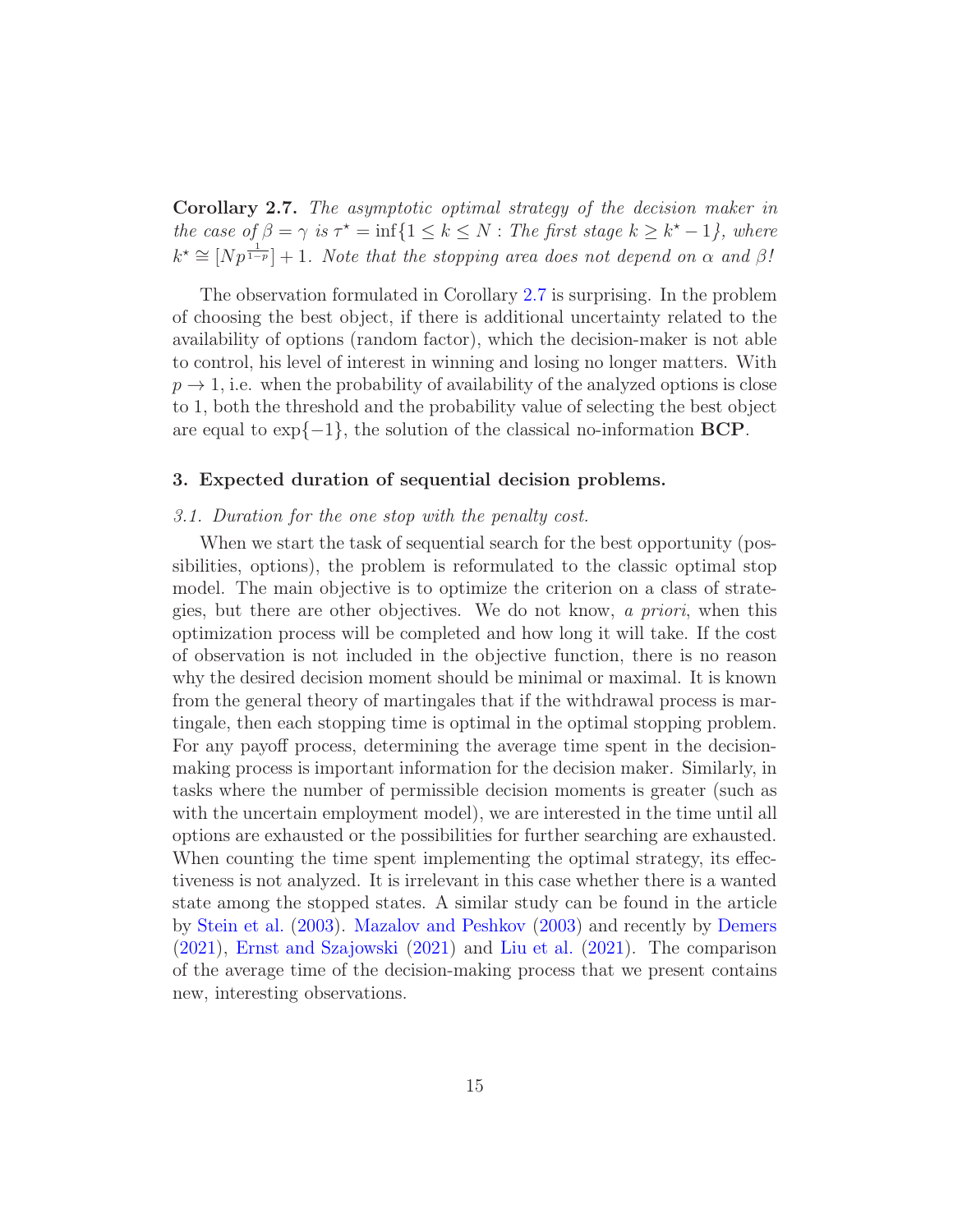**Corollary 2.7.** *The asymptotic optimal strategy of the decision maker in the case of $\beta = \gamma$ is $\tau^\star = \inf\{1 \leq k \leq N : \text{The first stage } k \geq k^\star - 1\}$, where $k^\star \cong [Np^{\frac{1}{1-p}}] + 1$. Note that the stopping area does not depend on $\alpha$ and $\beta$!*

The observation formulated in Corollary 2.7 is surprising. In the problem of choosing the best object, if there is additional uncertainty related to the availability of options (random factor), which the decision-maker is not able to control, his level of interest in winning and losing no longer matters. With $p \to 1$, i.e. when the probability of availability of the analyzed options is close to 1, both the threshold and the probability value of selecting the best object are equal to $\exp\{-1\}$, the solution of the classical no-information **BCP**.

## 3. Expected duration of sequential decision problems.

### *3.1. Duration for the one stop with the penalty cost.*

When we start the task of sequential search for the best opportunity (possibilities, options), the problem is reformulated to the classic optimal stop model. The main objective is to optimize the criterion on a class of strategies, but there are other objectives. We do not know, *a priori*, when this optimization process will be completed and how long it will take. If the cost of observation is not included in the objective function, there is no reason why the desired decision moment should be minimal or maximal. It is known from the general theory of martingales that if the withdrawal process is martingale, then each stopping time is optimal in the optimal stopping problem. For any payoff process, determining the average time spent in the decision-making process is important information for the decision maker. Similarly, in tasks where the number of permissible decision moments is greater (such as with the uncertain employment model), we are interested in the time until all options are exhausted or the possibilities for further searching are exhausted. When counting the time spent implementing the optimal strategy, its effectiveness is not analyzed. It is irrelevant in this case whether there is a wanted state among the stopped states. A similar study can be found in the article by Stein et al. (2003). Mazalov and Peshkov (2003) and recently by Demers (2021), Ernst and Szajowski (2021) and Liu et al. (2021). The comparison of the average time of the decision-making process that we present contains new, interesting observations.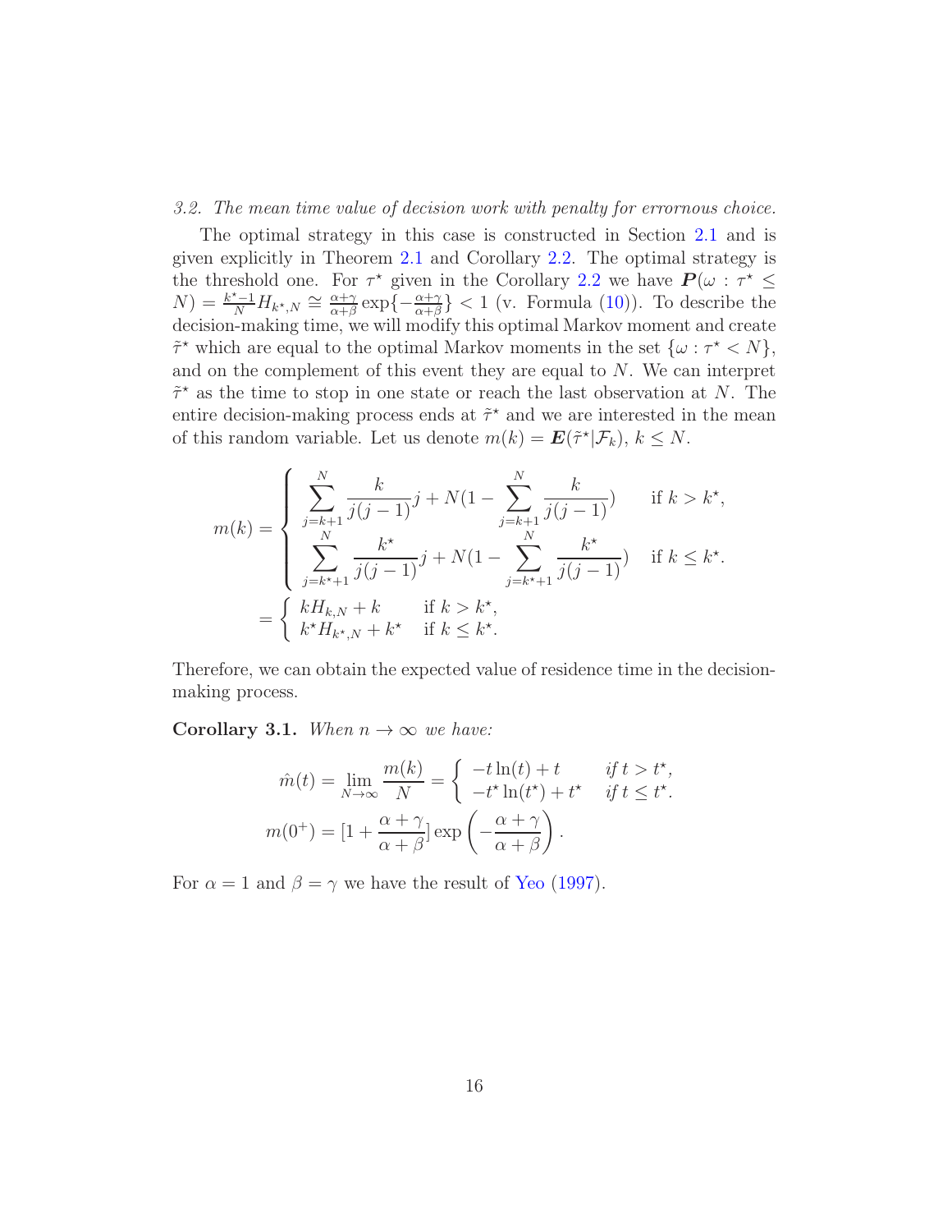*3.2. The mean time value of decision work with penalty for errornous choice.*

The optimal strategy in this case is constructed in Section 2.1 and is given explicitly in Theorem 2.1 and Corollary 2.2. The optimal strategy is the threshold one. For $\tau^\star$ given in the Corollary 2.2 we have $\boldsymbol{P}(\omega : \tau^\star \leq N) = \frac{k^\star - 1}{N} H_{k^\star,N} \cong \frac{\alpha+\gamma}{\alpha+\beta}\exp\{-\frac{\alpha+\gamma}{\alpha+\beta}\} < 1$ (v. Formula (10)). To describe the decision-making time, we will modify this optimal Markov moment and create $\tilde{\tau}^\star$ which are equal to the optimal Markov moments in the set $\{\omega : \tau^\star < N\}$, and on the complement of this event they are equal to $N$. We can interpret $\tilde{\tau}^\star$ as the time to stop in one state or reach the last observation at $N$. The entire decision-making process ends at $\tilde{\tau}^\star$ and we are interested in the mean of this random variable. Let us denote $m(k) = \boldsymbol{E}(\tilde{\tau}^\star | \mathcal{F}_k)$, $k \leq N$.

$$
\begin{aligned}
m(k) &= \left\{ \begin{array}{ll} \displaystyle\sum_{j=k+1}^{N} \frac{k}{j(j-1)} j + N\Big(1 - \sum_{j=k+1}^{N} \frac{k}{j(j-1)}\Big) & \text{if } k > k^\star, \\ \displaystyle\sum_{j=k^\star+1}^{N} \frac{k^\star}{j(j-1)} j + N\Big(1 - \sum_{j=k^\star+1}^{N} \frac{k^\star}{j(j-1)}\Big) & \text{if } k \leq k^\star. \end{array} \right. \\
&= \left\{ \begin{array}{ll} kH_{k,N} + k & \text{if } k > k^\star, \\ k^\star H_{k^\star,N} + k^\star & \text{if } k \leq k^\star. \end{array} \right.
\end{aligned}
$$

Therefore, we can obtain the expected value of residence time in the decision-making process.

**Corollary 3.1.** *When $n \to \infty$ we have:*

$$
\begin{aligned}
\hat{m}(t) &= \lim_{N\to\infty} \frac{m(k)}{N} = \left\{ \begin{array}{ll} -t\ln(t) + t & \text{if } t > t^\star, \\ -t^\star \ln(t^\star) + t^\star & \text{if } t \leq t^\star. \end{array} \right. \\
m(0^+) &= [1 + \frac{\alpha+\gamma}{\alpha+\beta}] \exp\left(-\frac{\alpha+\gamma}{\alpha+\beta}\right).
\end{aligned}
$$

For $\alpha = 1$ and $\beta = \gamma$ we have the result of Yeo (1997).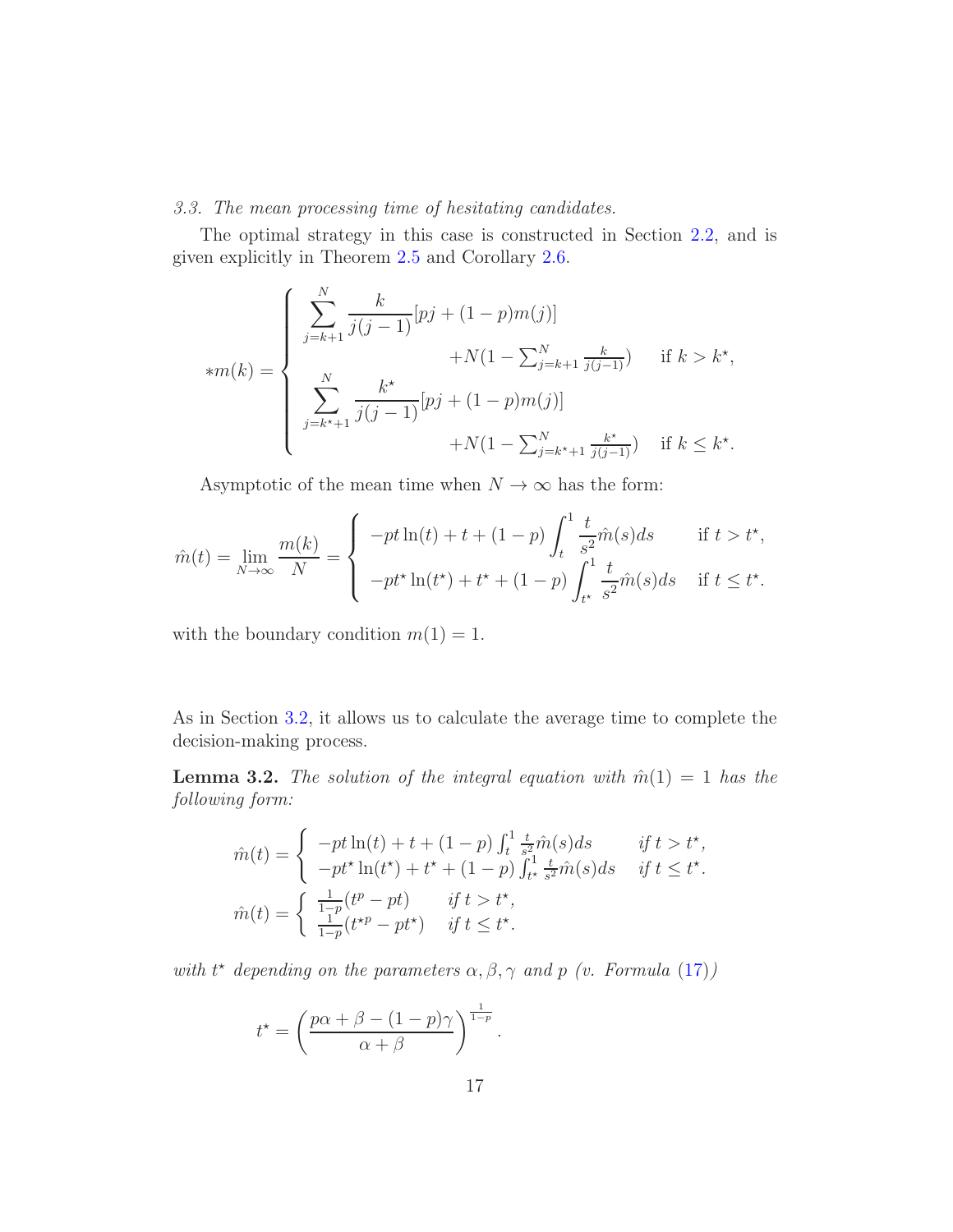*3.3. The mean processing time of hesitating candidates.*

The optimal strategy in this case is constructed in Section 2.2, and is given explicitly in Theorem 2.5 and Corollary 2.6.

$$
*m(k) = \begin{cases} \displaystyle\sum_{j=k+1}^{N} \frac{k}{j(j-1)}[pj + (1-p)m(j)] \\ \qquad\qquad\qquad + N(1 - \sum_{j=k+1}^{N} \frac{k}{j(j-1)}) & \text{if } k > k^\star, \\ \displaystyle\sum_{j=k^\star+1}^{N} \frac{k^\star}{j(j-1)}[pj + (1-p)m(j)] \\ \qquad\qquad\qquad + N(1 - \sum_{j=k^\star+1}^{N} \frac{k^\star}{j(j-1)}) & \text{if } k \le k^\star. \end{cases}
$$

Asymptotic of the mean time when $N \to \infty$ has the form:

$$
\hat{m}(t) = \lim_{N\to\infty} \frac{m(k)}{N} = \begin{cases} -pt\ln(t) + t + (1-p)\displaystyle\int_t^1 \frac{t}{s^2}\hat{m}(s)ds & \text{if } t > t^\star, \\ -pt^\star\ln(t^\star) + t^\star + (1-p)\displaystyle\int_{t^\star}^1 \frac{t}{s^2}\hat{m}(s)ds & \text{if } t \le t^\star. \end{cases}
$$

with the boundary condition $m(1) = 1$.

As in Section 3.2, it allows us to calculate the average time to complete the decision-making process.

**Lemma 3.2.** *The solution of the integral equation with $\hat{m}(1) = 1$ has the following form:*

$$
\hat{m}(t) = \begin{cases} -pt\ln(t) + t + (1-p)\int_t^1 \frac{t}{s^2}\hat{m}(s)ds & \text{if } t > t^\star, \\ -pt^\star\ln(t^\star) + t^\star + (1-p)\int_{t^\star}^1 \frac{t}{s^2}\hat{m}(s)ds & \text{if } t \le t^\star. \end{cases}
$$

$$
\hat{m}(t) = \begin{cases} \frac{1}{1-p}(t^p - pt) & \text{if } t > t^\star, \\ \frac{1}{1-p}(t^{\star p} - pt^\star) & \text{if } t \le t^\star. \end{cases}
$$

*with $t^\star$ depending on the parameters $\alpha, \beta, \gamma$ and $p$ (v. Formula (17))*

$$
t^\star = \left(\frac{p\alpha + \beta - (1-p)\gamma}{\alpha + \beta}\right)^{\frac{1}{1-p}}.
$$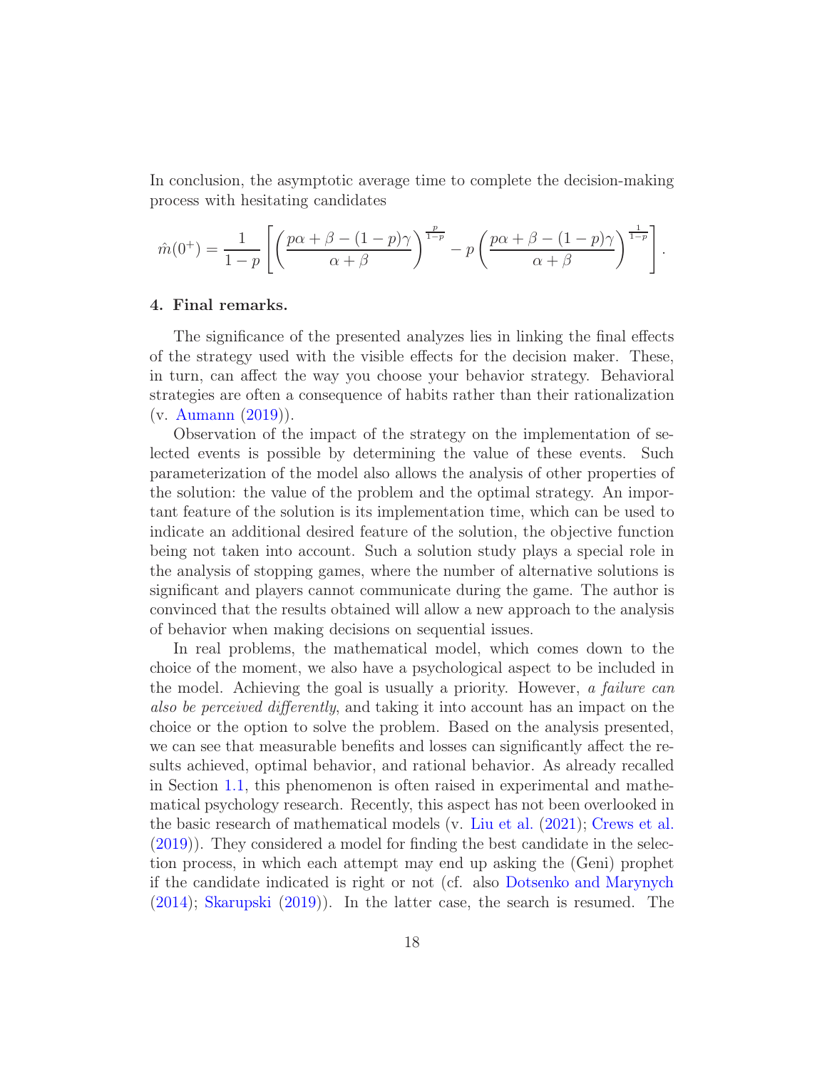In conclusion, the asymptotic average time to complete the decision-making process with hesitating candidates

$$\hat{m}(0^+) = \frac{1}{1-p}\left[\left(\frac{p\alpha+\beta-(1-p)\gamma}{\alpha+\beta}\right)^{\frac{p}{1-p}} - p\left(\frac{p\alpha+\beta-(1-p)\gamma}{\alpha+\beta}\right)^{\frac{1}{1-p}}\right].$$

## 4. Final remarks.

The significance of the presented analyzes lies in linking the final effects of the strategy used with the visible effects for the decision maker. These, in turn, can affect the way you choose your behavior strategy. Behavioral strategies are often a consequence of habits rather than their rationalization (v. Aumann (2019)).

Observation of the impact of the strategy on the implementation of selected events is possible by determining the value of these events. Such parameterization of the model also allows the analysis of other properties of the solution: the value of the problem and the optimal strategy. An important feature of the solution is its implementation time, which can be used to indicate an additional desired feature of the solution, the objective function being not taken into account. Such a solution study plays a special role in the analysis of stopping games, where the number of alternative solutions is significant and players cannot communicate during the game. The author is convinced that the results obtained will allow a new approach to the analysis of behavior when making decisions on sequential issues.

In real problems, the mathematical model, which comes down to the choice of the moment, we also have a psychological aspect to be included in the model. Achieving the goal is usually a priority. However, *a failure can also be perceived differently*, and taking it into account has an impact on the choice or the option to solve the problem. Based on the analysis presented, we can see that measurable benefits and losses can significantly affect the results achieved, optimal behavior, and rational behavior. As already recalled in Section 1.1, this phenomenon is often raised in experimental and mathematical psychology research. Recently, this aspect has not been overlooked in the basic research of mathematical models (v. Liu et al. (2021); Crews et al. (2019)). They considered a model for finding the best candidate in the selection process, in which each attempt may end up asking the (Geni) prophet if the candidate indicated is right or not (cf. also Dotsenko and Marynych (2014); Skarupski (2019)). In the latter case, the search is resumed. The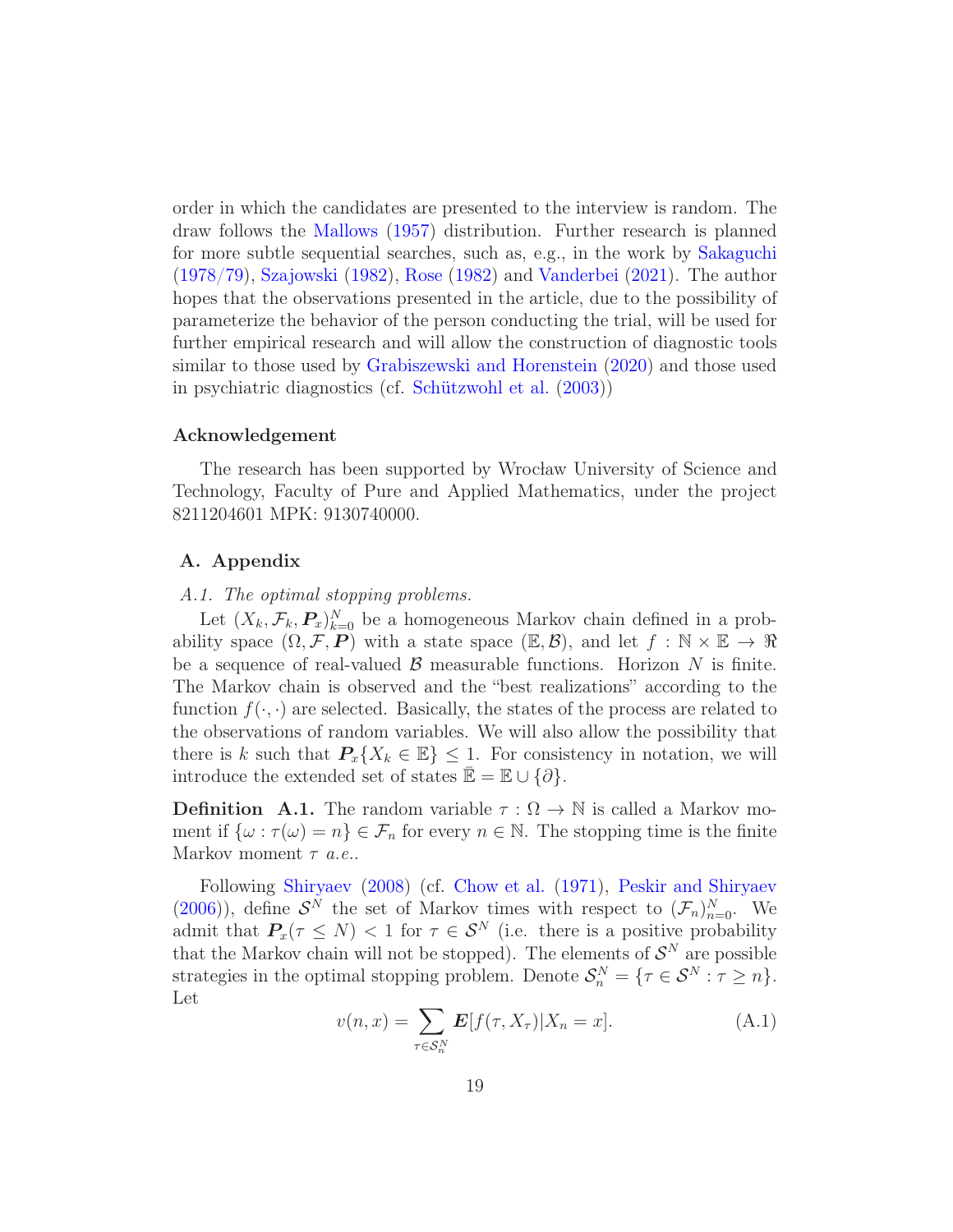order in which the candidates are presented to the interview is random. The draw follows the Mallows (1957) distribution. Further research is planned for more subtle sequential searches, such as, e.g., in the work by Sakaguchi (1978/79), Szajowski (1982), Rose (1982) and Vanderbei (2021). The author hopes that the observations presented in the article, due to the possibility of parameterize the behavior of the person conducting the trial, will be used for further empirical research and will allow the construction of diagnostic tools similar to those used by Grabiszewski and Horenstein (2020) and those used in psychiatric diagnostics (cf. Schützwohl et al. (2003))

### Acknowledgement

The research has been supported by Wrocław University of Science and Technology, Faculty of Pure and Applied Mathematics, under the project 8211204601 MPK: 9130740000.

## A. Appendix

*A.1. The optimal stopping problems.*

Let $(X_k, \mathcal{F}_k, \boldsymbol{P}_x)_{k=0}^N$ be a homogeneous Markov chain defined in a probability space $(\Omega, \mathcal{F}, \boldsymbol{P})$ with a state space $(\mathbb{E}, \mathcal{B})$, and let $f : \mathbb{N} \times \mathbb{E} \to \Re$ be a sequence of real-valued $\mathcal{B}$ measurable functions. Horizon $N$ is finite. The Markov chain is observed and the "best realizations" according to the function $f(\cdot, \cdot)$ are selected. Basically, the states of the process are related to the observations of random variables. We will also allow the possibility that there is $k$ such that $\boldsymbol{P}_x\{X_k \in \mathbb{E}\} \leq 1$. For consistency in notation, we will introduce the extended set of states $\bar{\mathbb{E}} = \mathbb{E} \cup \{\partial\}$.

**Definition A.1.** The random variable $\tau : \Omega \to \mathbb{N}$ is called a Markov moment if $\{\omega : \tau(\omega) = n\} \in \mathcal{F}_n$ for every $n \in \mathbb{N}$. The stopping time is the finite Markov moment $\tau$ *a.e.*.

Following Shiryaev (2008) (cf. Chow et al. (1971), Peskir and Shiryaev (2006)), define $\mathcal{S}^N$ the set of Markov times with respect to $(\mathcal{F}_n)_{n=0}^N$. We admit that $\boldsymbol{P}_x(\tau \leq N) < 1$ for $\tau \in \mathcal{S}^N$ (i.e. there is a positive probability that the Markov chain will not be stopped). The elements of $\mathcal{S}^N$ are possible strategies in the optimal stopping problem. Denote $\mathcal{S}_n^N = \{\tau \in \mathcal{S}^N : \tau \geq n\}$. Let

$$v(n, x) = \sum_{\tau \in \mathcal{S}_n^N} \boldsymbol{E}[f(\tau, X_\tau)|X_n = x]. \tag{A.1}$$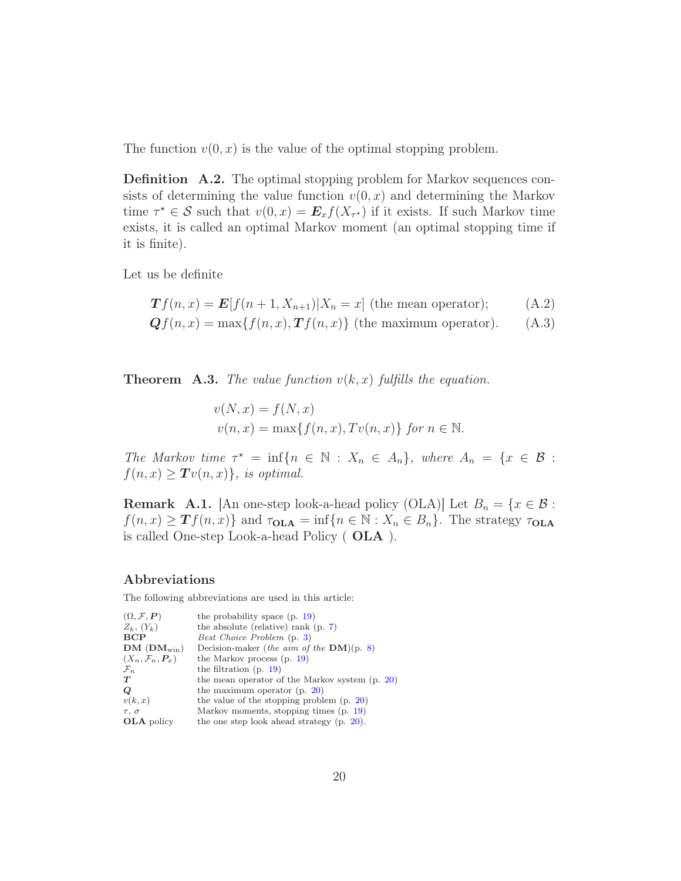The function $v(0,x)$ is the value of the optimal stopping problem.

**Definition A.2.** The optimal stopping problem for Markov sequences consists of determining the value function $v(0,x)$ and determining the Markov time $\tau^\star \in \mathcal{S}$ such that $v(0,x) = \boldsymbol{E}_x f(X_{\tau^\star})$ if it exists. If such Markov time exists, it is called an optimal Markov moment (an optimal stopping time if it is finite).

Let us be definite

$$\boldsymbol{T} f(n,x) = \boldsymbol{E}[f(n+1, X_{n+1})|X_n = x] \text{ (the mean operator);} \tag{A.2}$$

$$\boldsymbol{Q} f(n,x) = \max\{f(n,x), \boldsymbol{T} f(n,x)\} \text{ (the maximum operator).} \tag{A.3}$$

**Theorem A.3.** *The value function $v(k,x)$ fulfills the equation.*

$$v(N,x) = f(N,x)$$
$$v(n,x) = \max\{f(n,x), Tv(n,x)\} \textit{ for } n \in \mathbb{N}.$$

*The Markov time $\tau^\star = \inf\{n \in \mathbb{N} : X_n \in A_n\}$, where $A_n = \{x \in \mathcal{B} : f(n,x) \geq \boldsymbol{T} v(n,x)\}$, is optimal.*

**Remark A.1.** [An one-step look-a-head policy (OLA)] Let $B_n = \{x \in \mathcal{B} : f(n,x) \geq \boldsymbol{T} f(n,x)\}$ and $\tau_{\mathbf{OLA}} = \inf\{n \in \mathbb{N} : X_n \in B_n\}$. The strategy $\tau_{\mathbf{OLA}}$ is called One-step Look-a-head Policy ( **OLA** ).

### Abbreviations

The following abbreviations are used in this article:

| | |
|---|---|
| $(\Omega, \mathcal{F}, \boldsymbol{P})$ | the probability space (p. 19) |
| $Z_k$, $(Y_k)$ | the absolute (relative) rank (p. 7) |
| **BCP** | *Best Choice Problem* (p. 3) |
| **DM** ($\mathbf{DM}_{\text{win}}$) | Decision-maker (*the aim of the* **DM**)(p. 8) |
| $(X_n, \mathcal{F}_n, \boldsymbol{P}_x)$ | the Markov process (p. 19) |
| $\mathcal{F}_n$ | the filtration (p. 19) |
| $\boldsymbol{T}$ | the mean operator of the Markov system (p. 20) |
| $\boldsymbol{Q}$ | the maximum operator (p. 20) |
| $v(k,x)$ | the value of the stopping problem (p. 20) |
| $\tau$, $\sigma$ | Markov moments, stopping times (p. 19) |
| **OLA** policy | the one step look ahead strategy (p. 20). |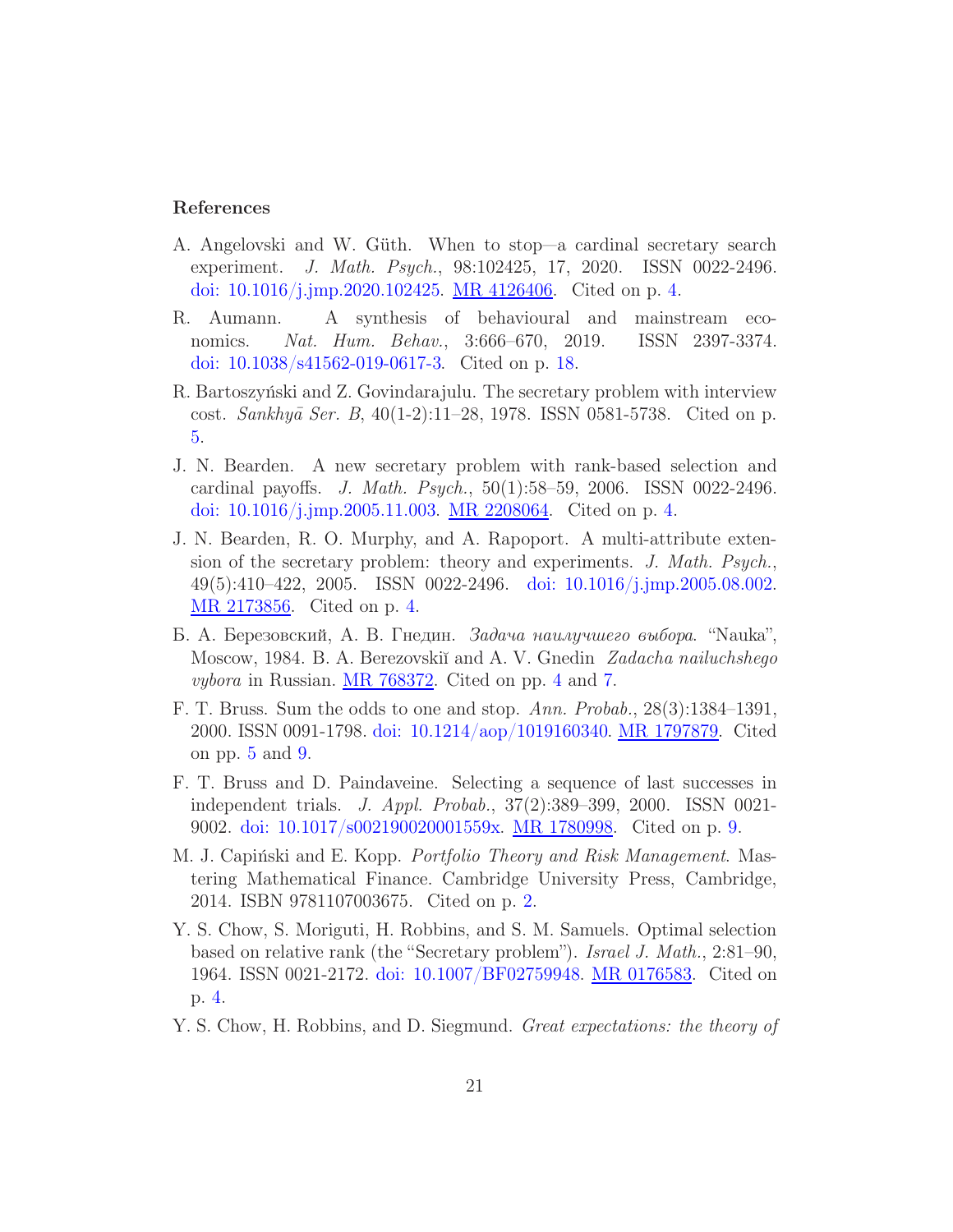## References

A. Angelovski and W. Güth. When to stop—a cardinal secretary search experiment. *J. Math. Psych.*, 98:102425, 17, 2020. ISSN 0022-2496. doi: 10.1016/j.jmp.2020.102425. MR 4126406. Cited on p. 4.

R. Aumann. A synthesis of behavioural and mainstream economics. *Nat. Hum. Behav.*, 3:666–670, 2019. ISSN 2397-3374. doi: 10.1038/s41562-019-0617-3. Cited on p. 18.

R. Bartoszyński and Z. Govindarajulu. The secretary problem with interview cost. *Sankhyā Ser. B*, 40(1-2):11–28, 1978. ISSN 0581-5738. Cited on p. 5.

J. N. Bearden. A new secretary problem with rank-based selection and cardinal payoffs. *J. Math. Psych.*, 50(1):58–59, 2006. ISSN 0022-2496. doi: 10.1016/j.jmp.2005.11.003. MR 2208064. Cited on p. 4.

J. N. Bearden, R. O. Murphy, and A. Rapoport. A multi-attribute extension of the secretary problem: theory and experiments. *J. Math. Psych.*, 49(5):410–422, 2005. ISSN 0022-2496. doi: 10.1016/j.jmp.2005.08.002. MR 2173856. Cited on p. 4.

Б. А. Березовский, А. В. Гнедин. *Задача наилучшего выбора*. "Nauka", Moscow, 1984. B. A. Berezovskiĭ and A. V. Gnedin *Zadacha nailuchshego vybora* in Russian. MR 768372. Cited on pp. 4 and 7.

F. T. Bruss. Sum the odds to one and stop. *Ann. Probab.*, 28(3):1384–1391, 2000. ISSN 0091-1798. doi: 10.1214/aop/1019160340. MR 1797879. Cited on pp. 5 and 9.

F. T. Bruss and D. Paindaveine. Selecting a sequence of last successes in independent trials. *J. Appl. Probab.*, 37(2):389–399, 2000. ISSN 0021-9002. doi: 10.1017/s002190020001559x. MR 1780998. Cited on p. 9.

M. J. Capiński and E. Kopp. *Portfolio Theory and Risk Management*. Mastering Mathematical Finance. Cambridge University Press, Cambridge, 2014. ISBN 9781107003675. Cited on p. 2.

Y. S. Chow, S. Moriguti, H. Robbins, and S. M. Samuels. Optimal selection based on relative rank (the "Secretary problem"). *Israel J. Math.*, 2:81–90, 1964. ISSN 0021-2172. doi: 10.1007/BF02759948. MR 0176583. Cited on p. 4.

Y. S. Chow, H. Robbins, and D. Siegmund. *Great expectations: the theory of*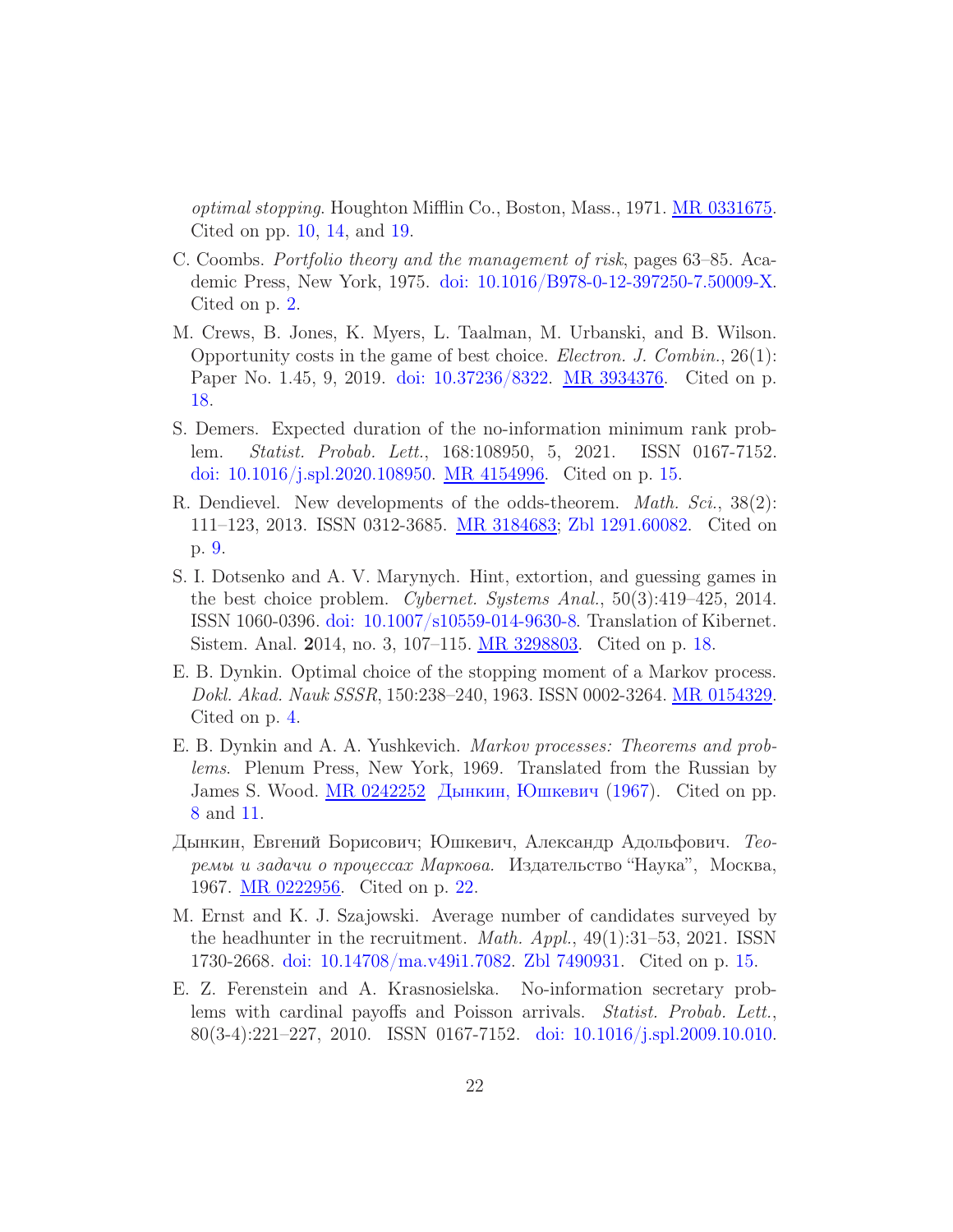*optimal stopping*. Houghton Mifflin Co., Boston, Mass., 1971. MR 0331675. Cited on pp. 10, 14, and 19.

C. Coombs. *Portfolio theory and the management of risk*, pages 63–85. Academic Press, New York, 1975. doi: 10.1016/B978-0-12-397250-7.50009-X. Cited on p. 2.

M. Crews, B. Jones, K. Myers, L. Taalman, M. Urbanski, and B. Wilson. Opportunity costs in the game of best choice. *Electron. J. Combin.*, 26(1): Paper No. 1.45, 9, 2019. doi: 10.37236/8322. MR 3934376. Cited on p. 18.

S. Demers. Expected duration of the no-information minimum rank problem. *Statist. Probab. Lett.*, 168:108950, 5, 2021. ISSN 0167-7152. doi: 10.1016/j.spl.2020.108950. MR 4154996. Cited on p. 15.

R. Dendievel. New developments of the odds-theorem. *Math. Sci.*, 38(2): 111–123, 2013. ISSN 0312-3685. MR 3184683; Zbl 1291.60082. Cited on p. 9.

S. I. Dotsenko and A. V. Marynych. Hint, extortion, and guessing games in the best choice problem. *Cybernet. Systems Anal.*, 50(3):419–425, 2014. ISSN 1060-0396. doi: 10.1007/s10559-014-9630-8. Translation of Kibernet. Sistem. Anal. **2**014, no. 3, 107–115. MR 3298803. Cited on p. 18.

E. B. Dynkin. Optimal choice of the stopping moment of a Markov process. *Dokl. Akad. Nauk SSSR*, 150:238–240, 1963. ISSN 0002-3264. MR 0154329. Cited on p. 4.

E. B. Dynkin and A. A. Yushkevich. *Markov processes: Theorems and problems*. Plenum Press, New York, 1969. Translated from the Russian by James S. Wood. MR 0242252 Дынкин, Юшкевич (1967). Cited on pp. 8 and 11.

Дынкин, Евгений Борисович; Юшкевич, Александр Адольфович. *Теоремы и задачи о процессах Маркова.* Издательство "Наука", Москва, 1967. MR 0222956. Cited on p. 22.

M. Ernst and K. J. Szajowski. Average number of candidates surveyed by the headhunter in the recruitment. *Math. Appl.*, 49(1):31–53, 2021. ISSN 1730-2668. doi: 10.14708/ma.v49i1.7082. Zbl 7490931. Cited on p. 15.

E. Z. Ferenstein and A. Krasnosielska. No-information secretary problems with cardinal payoffs and Poisson arrivals. *Statist. Probab. Lett.*, 80(3-4):221–227, 2010. ISSN 0167-7152. doi: 10.1016/j.spl.2009.10.010.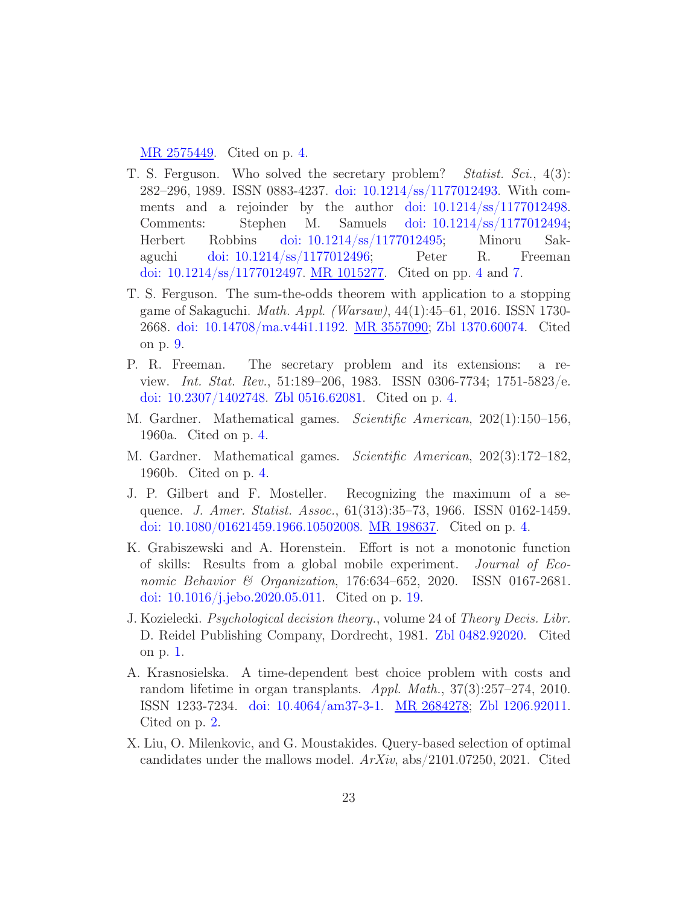MR 2575449. Cited on p. 4.

T. S. Ferguson. Who solved the secretary problem? *Statist. Sci.*, 4(3): 282–296, 1989. ISSN 0883-4237. doi: 10.1214/ss/1177012493. With comments and a rejoinder by the author doi: 10.1214/ss/1177012498. Comments: Stephen M. Samuels doi: 10.1214/ss/1177012494; Herbert Robbins doi: 10.1214/ss/1177012495; Minoru Sakaguchi doi: 10.1214/ss/1177012496; Peter R. Freeman doi: 10.1214/ss/1177012497. MR 1015277. Cited on pp. 4 and 7.

T. S. Ferguson. The sum-the-odds theorem with application to a stopping game of Sakaguchi. *Math. Appl. (Warsaw)*, 44(1):45–61, 2016. ISSN 1730-2668. doi: 10.14708/ma.v44i1.1192. MR 3557090; Zbl 1370.60074. Cited on p. 9.

P. R. Freeman. The secretary problem and its extensions: a review. *Int. Stat. Rev.*, 51:189–206, 1983. ISSN 0306-7734; 1751-5823/e. doi: 10.2307/1402748. Zbl 0516.62081. Cited on p. 4.

M. Gardner. Mathematical games. *Scientific American*, 202(1):150–156, 1960a. Cited on p. 4.

M. Gardner. Mathematical games. *Scientific American*, 202(3):172–182, 1960b. Cited on p. 4.

J. P. Gilbert and F. Mosteller. Recognizing the maximum of a sequence. *J. Amer. Statist. Assoc.*, 61(313):35–73, 1966. ISSN 0162-1459. doi: 10.1080/01621459.1966.10502008. MR 198637. Cited on p. 4.

K. Grabiszewski and A. Horenstein. Effort is not a monotonic function of skills: Results from a global mobile experiment. *Journal of Economic Behavior & Organization*, 176:634–652, 2020. ISSN 0167-2681. doi: 10.1016/j.jebo.2020.05.011. Cited on p. 19.

J. Kozielecki. *Psychological decision theory.*, volume 24 of *Theory Decis. Libr.* D. Reidel Publishing Company, Dordrecht, 1981. Zbl 0482.92020. Cited on p. 1.

A. Krasnosielska. A time-dependent best choice problem with costs and random lifetime in organ transplants. *Appl. Math.*, 37(3):257–274, 2010. ISSN 1233-7234. doi: 10.4064/am37-3-1. MR 2684278; Zbl 1206.92011. Cited on p. 2.

X. Liu, O. Milenkovic, and G. Moustakides. Query-based selection of optimal candidates under the mallows model. *ArXiv*, abs/2101.07250, 2021. Cited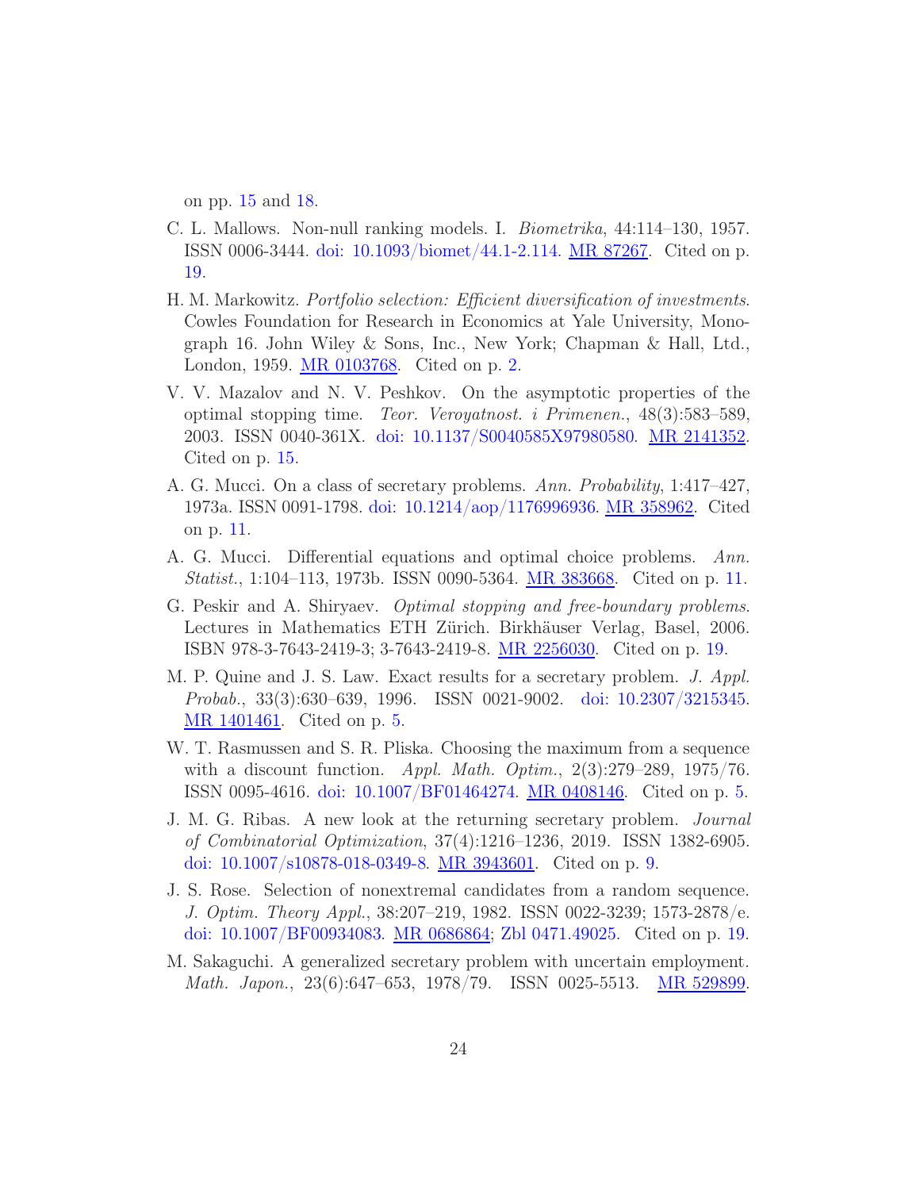on pp. 15 and 18.

C. L. Mallows. Non-null ranking models. I. *Biometrika*, 44:114–130, 1957. ISSN 0006-3444. doi: 10.1093/biomet/44.1-2.114. MR 87267. Cited on p. 19.

H. M. Markowitz. *Portfolio selection: Efficient diversification of investments*. Cowles Foundation for Research in Economics at Yale University, Monograph 16. John Wiley & Sons, Inc., New York; Chapman & Hall, Ltd., London, 1959. MR 0103768. Cited on p. 2.

V. V. Mazalov and N. V. Peshkov. On the asymptotic properties of the optimal stopping time. *Teor. Veroyatnost. i Primenen.*, 48(3):583–589, 2003. ISSN 0040-361X. doi: 10.1137/S0040585X97980580. MR 2141352. Cited on p. 15.

A. G. Mucci. On a class of secretary problems. *Ann. Probability*, 1:417–427, 1973a. ISSN 0091-1798. doi: 10.1214/aop/1176996936. MR 358962. Cited on p. 11.

A. G. Mucci. Differential equations and optimal choice problems. *Ann. Statist.*, 1:104–113, 1973b. ISSN 0090-5364. MR 383668. Cited on p. 11.

G. Peskir and A. Shiryaev. *Optimal stopping and free-boundary problems*. Lectures in Mathematics ETH Zürich. Birkhäuser Verlag, Basel, 2006. ISBN 978-3-7643-2419-3; 3-7643-2419-8. MR 2256030. Cited on p. 19.

M. P. Quine and J. S. Law. Exact results for a secretary problem. *J. Appl. Probab.*, 33(3):630–639, 1996. ISSN 0021-9002. doi: 10.2307/3215345. MR 1401461. Cited on p. 5.

W. T. Rasmussen and S. R. Pliska. Choosing the maximum from a sequence with a discount function. *Appl. Math. Optim.*, 2(3):279–289, 1975/76. ISSN 0095-4616. doi: 10.1007/BF01464274. MR 0408146. Cited on p. 5.

J. M. G. Ribas. A new look at the returning secretary problem. *Journal of Combinatorial Optimization*, 37(4):1216–1236, 2019. ISSN 1382-6905. doi: 10.1007/s10878-018-0349-8. MR 3943601. Cited on p. 9.

J. S. Rose. Selection of nonextremal candidates from a random sequence. *J. Optim. Theory Appl.*, 38:207–219, 1982. ISSN 0022-3239; 1573-2878/e. doi: 10.1007/BF00934083. MR 0686864; Zbl 0471.49025. Cited on p. 19.

M. Sakaguchi. A generalized secretary problem with uncertain employment. *Math. Japon.*, 23(6):647–653, 1978/79. ISSN 0025-5513. MR 529899.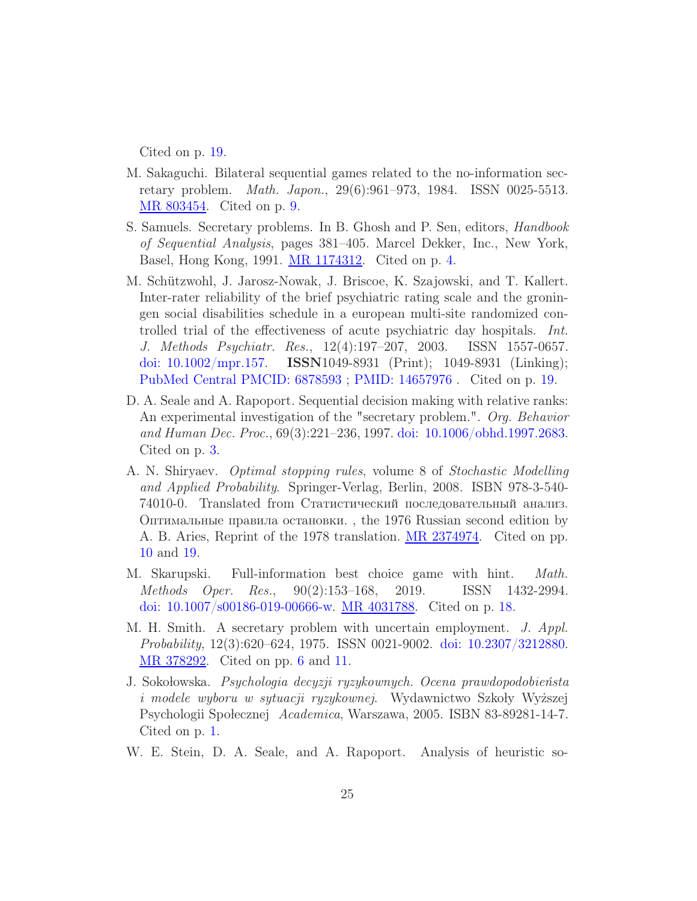Cited on p. 19.

M. Sakaguchi. Bilateral sequential games related to the no-information secretary problem. *Math. Japon.*, 29(6):961–973, 1984. ISSN 0025-5513. MR 803454. Cited on p. 9.

S. Samuels. Secretary problems. In B. Ghosh and P. Sen, editors, *Handbook of Sequential Analysis*, pages 381–405. Marcel Dekker, Inc., New York, Basel, Hong Kong, 1991. MR 1174312. Cited on p. 4.

M. Schützwohl, J. Jarosz-Nowak, J. Briscoe, K. Szajowski, and T. Kallert. Inter-rater reliability of the brief psychiatric rating scale and the groningen social disabilities schedule in a european multi-site randomized controlled trial of the effectiveness of acute psychiatric day hospitals. *Int. J. Methods Psychiatr. Res.*, 12(4):197–207, 2003. ISSN 1557-0657. doi: 10.1002/mpr.157. **ISSN**1049-8931 (Print); 1049-8931 (Linking); PubMed Central PMCID: 6878593 ; PMID: 14657976 . Cited on p. 19.

D. A. Seale and A. Rapoport. Sequential decision making with relative ranks: An experimental investigation of the "secretary problem.". *Org. Behavior and Human Dec. Proc.*, 69(3):221–236, 1997. doi: 10.1006/obhd.1997.2683. Cited on p. 3.

A. N. Shiryaev. *Optimal stopping rules*, volume 8 of *Stochastic Modelling and Applied Probability*. Springer-Verlag, Berlin, 2008. ISBN 978-3-540-74010-0. Translated from Статистический последовательный анализ. Оптимальные правила остановки. , the 1976 Russian second edition by A. B. Aries, Reprint of the 1978 translation. MR 2374974. Cited on pp. 10 and 19.

M. Skarupski. Full-information best choice game with hint. *Math. Methods Oper. Res.*, 90(2):153–168, 2019. ISSN 1432-2994. doi: 10.1007/s00186-019-00666-w. MR 4031788. Cited on p. 18.

M. H. Smith. A secretary problem with uncertain employment. *J. Appl. Probability*, 12(3):620–624, 1975. ISSN 0021-9002. doi: 10.2307/3212880. MR 378292. Cited on pp. 6 and 11.

J. Sokołowska. *Psychologia decyzji ryzykownych. Ocena prawdopodobieństa i modele wyboru w sytuacji ryzykownej*. Wydawnictwo Szkoły Wyższej Psychologii Społecznej *Academica*, Warszawa, 2005. ISBN 83-89281-14-7. Cited on p. 1.

W. E. Stein, D. A. Seale, and A. Rapoport. Analysis of heuristic so-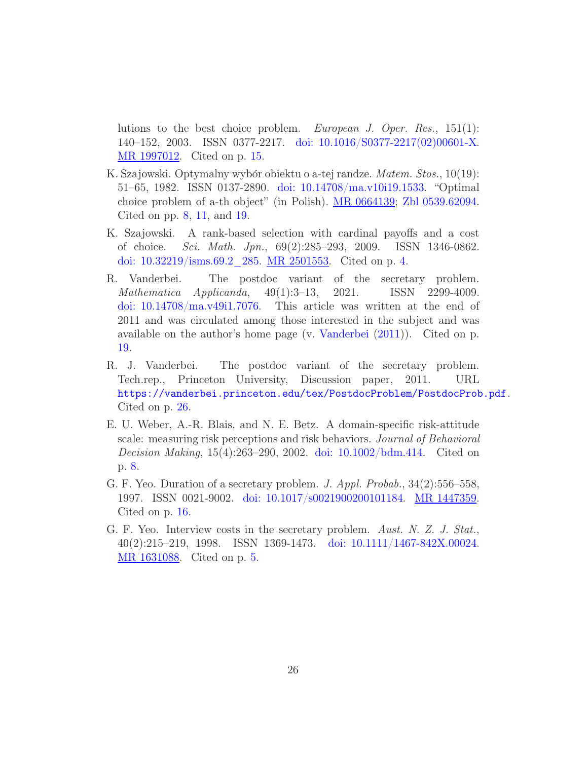lutions to the best choice problem. *European J. Oper. Res.*, 151(1): 140–152, 2003. ISSN 0377-2217. doi: 10.1016/S0377-2217(02)00601-X. MR 1997012. Cited on p. 15.

K. Szajowski. Optymalny wybór obiektu o a-tej randze. *Matem. Stos.*, 10(19): 51–65, 1982. ISSN 0137-2890. doi: 10.14708/ma.v10i19.1533. "Optimal choice problem of a-th object" (in Polish). MR 0664139; Zbl 0539.62094. Cited on pp. 8, 11, and 19.

K. Szajowski. A rank-based selection with cardinal payoffs and a cost of choice. *Sci. Math. Jpn.*, 69(2):285–293, 2009. ISSN 1346-0862. doi: 10.32219/isms.69.2_285. MR 2501553. Cited on p. 4.

R. Vanderbei. The postdoc variant of the secretary problem. *Mathematica Applicanda*, 49(1):3–13, 2021. ISSN 2299-4009. doi: 10.14708/ma.v49i1.7076. This article was written at the end of 2011 and was circulated among those interested in the subject and was available on the author's home page (v. Vanderbei (2011)). Cited on p. 19.

R. J. Vanderbei. The postdoc variant of the secretary problem. Tech.rep., Princeton University, Discussion paper, 2011. URL https://vanderbei.princeton.edu/tex/PostdocProblem/PostdocProb.pdf. Cited on p. 26.

E. U. Weber, A.-R. Blais, and N. E. Betz. A domain-specific risk-attitude scale: measuring risk perceptions and risk behaviors. *Journal of Behavioral Decision Making*, 15(4):263–290, 2002. doi: 10.1002/bdm.414. Cited on p. 8.

G. F. Yeo. Duration of a secretary problem. *J. Appl. Probab.*, 34(2):556–558, 1997. ISSN 0021-9002. doi: 10.1017/s0021900200101184. MR 1447359. Cited on p. 16.

G. F. Yeo. Interview costs in the secretary problem. *Aust. N. Z. J. Stat.*, 40(2):215–219, 1998. ISSN 1369-1473. doi: 10.1111/1467-842X.00024. MR 1631088. Cited on p. 5.